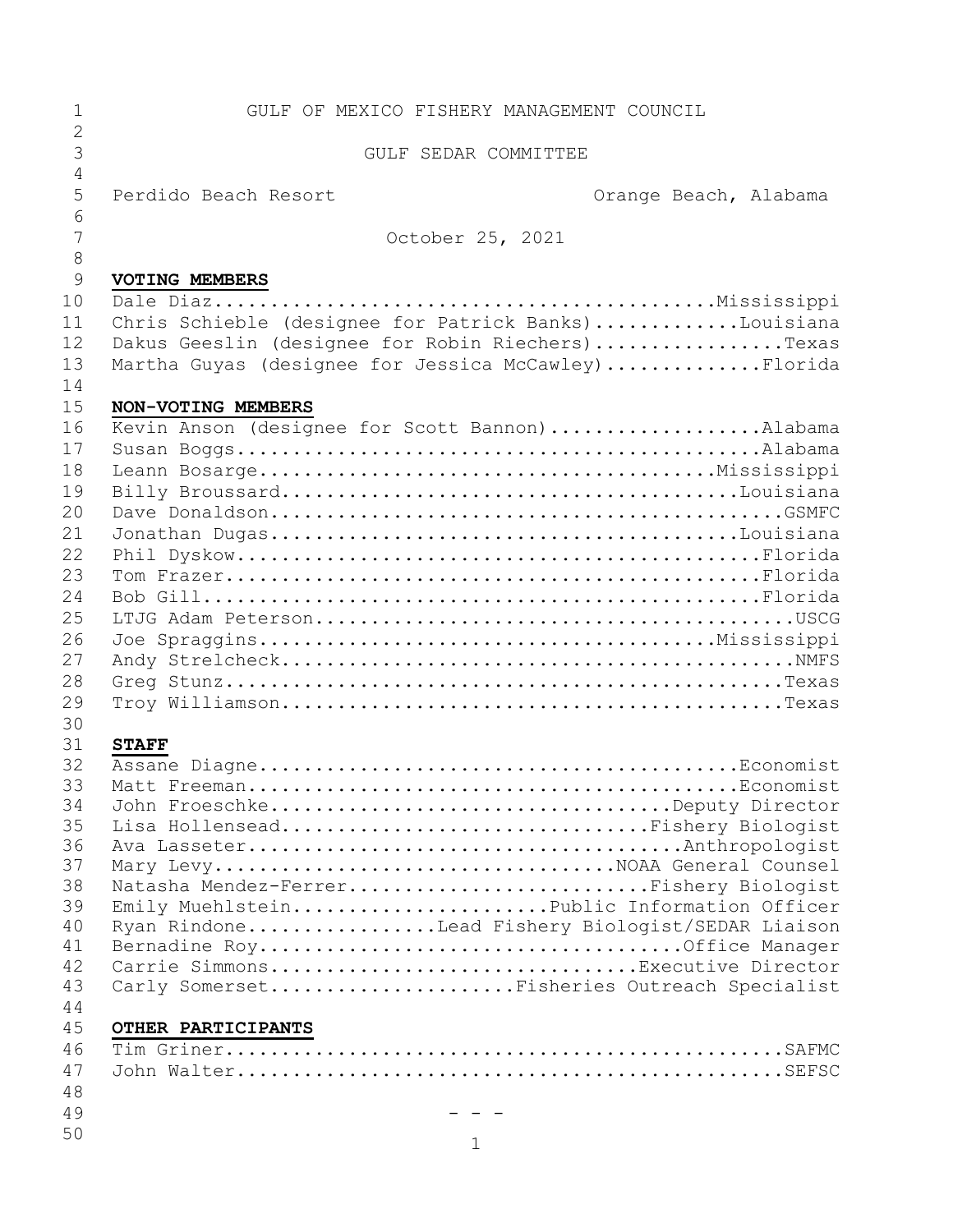GULF OF MEXICO FISHERY MANAGEMENT COUNCIL

GULF SEDAR COMMITTEE

Perdido Beach Resort Orange Beach, Alabama

October 25, 2021

**VOTING MEMBERS**

Dale Diaz............................................Mississippi
Chris Schieble (designee for Patrick Banks).............Louisiana
Dakus Geeslin (designee for Robin Riechers).................Texas
Martha Guyas (designee for Jessica McCawley)..............Florida

**NON-VOTING MEMBERS**

Kevin Anson (designee for Scott Bannon)...................Alabama
Susan Boggs...............................................Alabama
Leann Bosarge.........................................Mississippi
Billy Broussard.........................................Louisiana
Dave Donaldson..............................................GSMFC
Jonathan Dugas..........................................Louisiana
Phil Dyskow...............................................Florida
Tom Frazer................................................Florida
Bob Gill..................................................Florida
LTJG Adam Peterson...........................................USCG
Joe Spraggins.........................................Mississippi
Andy Strelcheck..............................................NMFS
Greg Stunz..................................................Texas
Troy Williamson.............................................Texas

**STAFF**

Assane Diagne...........................................Economist
Matt Freeman............................................Economist
John Froeschke.....................................Deputy Director
Lisa Hollensead..................................Fishery Biologist
Ava Lasseter.......................................Anthropologist
Mary Levy...................................NOAA General Counsel
Natasha Mendez-Ferrer............................Fishery Biologist
Emily Muehlstein.......................Public Information Officer
Ryan Rindone.................Lead Fishery Biologist/SEDAR Liaison
Bernadine Roy.......................................Office Manager
Carrie Simmons..................................Executive Director
Carly Somerset......................Fisheries Outreach Specialist

**OTHER PARTICIPANTS**

Tim Griner..................................................SAFMC
John Walter.................................................SEFSC

\- - -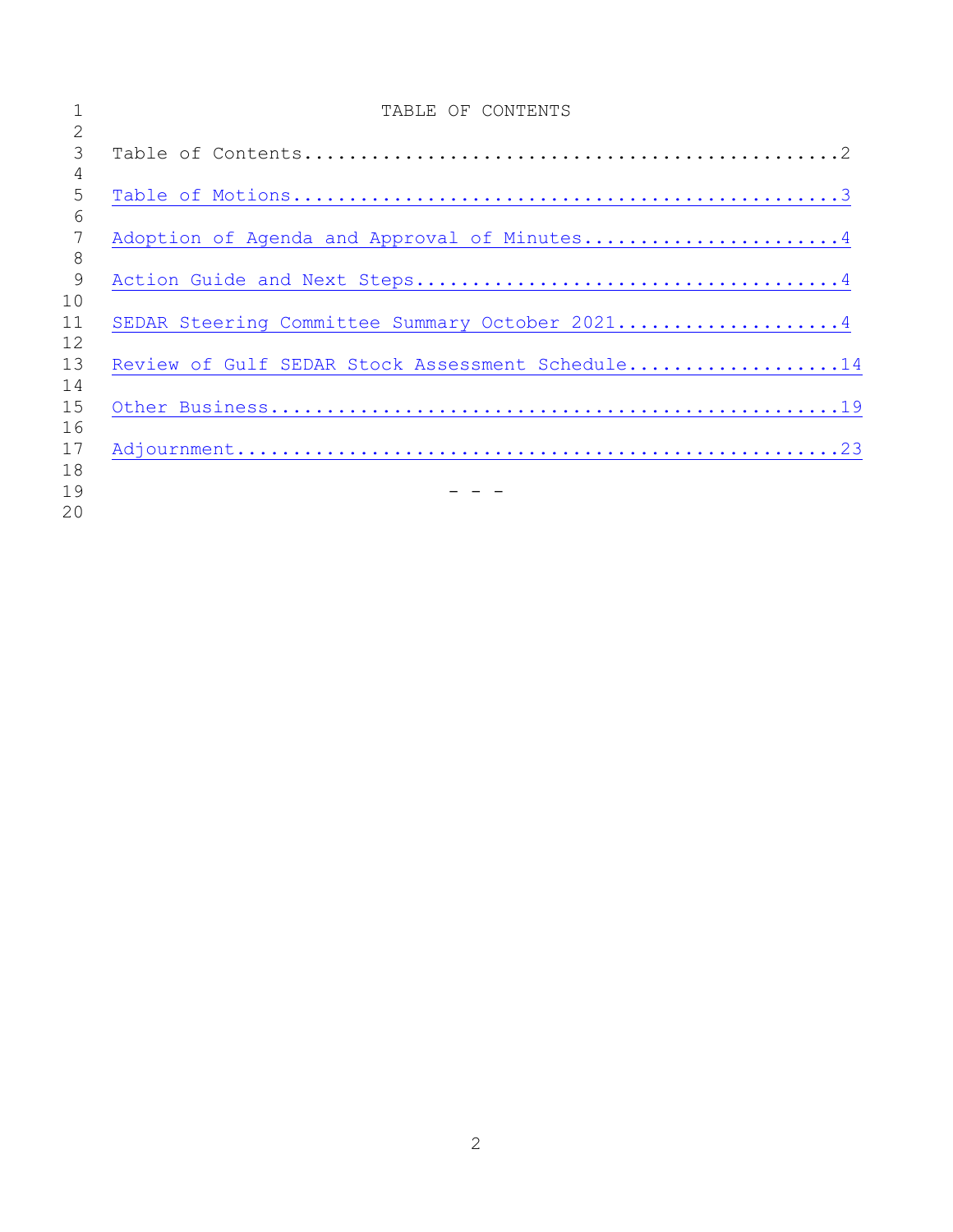# TABLE OF CONTENTS

Table of Contents..............................................2

Table of Motions...............................................3

Adoption of Agenda and Approval of Minutes.....................4

Action Guide and Next Steps....................................4

SEDAR Steering Committee Summary October 2021..................4

Review of Gulf SEDAR Stock Assessment Schedule................14

Other Business................................................19

Adjournment...................................................23

\- - -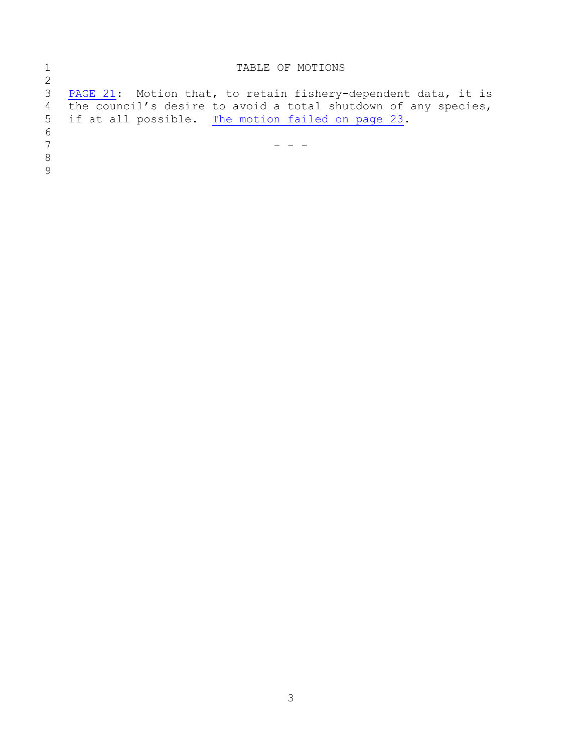# TABLE OF MOTIONS

PAGE 21: Motion that, to retain fishery-dependent data, it is the council's desire to avoid a total shutdown of any species, if at all possible. The motion failed on page 23.

- - -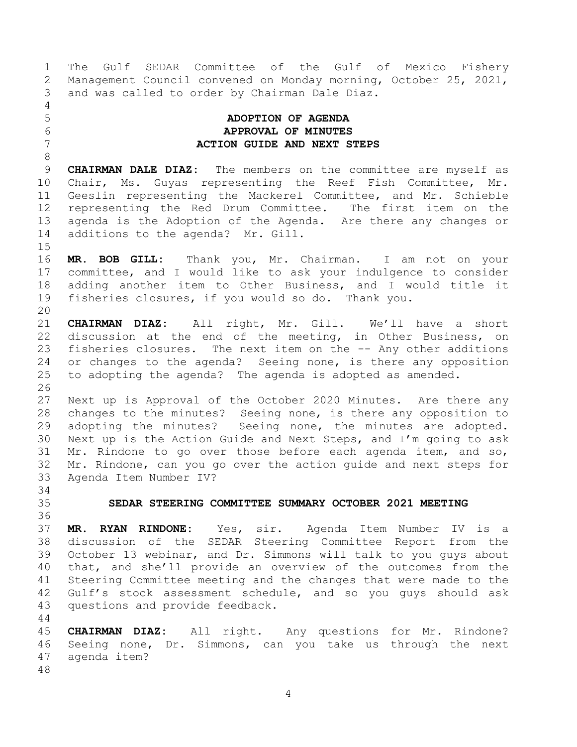The Gulf SEDAR Committee of the Gulf of Mexico Fishery Management Council convened on Monday morning, October 25, 2021, and was called to order by Chairman Dale Diaz.

## ADOPTION OF AGENDA
## APPROVAL OF MINUTES
## ACTION GUIDE AND NEXT STEPS

**CHAIRMAN DALE DIAZ:** The members on the committee are myself as Chair, Ms. Guyas representing the Reef Fish Committee, Mr. Geeslin representing the Mackerel Committee, and Mr. Schieble representing the Red Drum Committee. The first item on the agenda is the Adoption of the Agenda. Are there any changes or additions to the agenda? Mr. Gill.

**MR. BOB GILL:** Thank you, Mr. Chairman. I am not on your committee, and I would like to ask your indulgence to consider adding another item to Other Business, and I would title it fisheries closures, if you would so do. Thank you.

**CHAIRMAN DIAZ:** All right, Mr. Gill. We'll have a short discussion at the end of the meeting, in Other Business, on fisheries closures. The next item on the -- Any other additions or changes to the agenda? Seeing none, is there any opposition to adopting the agenda? The agenda is adopted as amended.

Next up is Approval of the October 2020 Minutes. Are there any changes to the minutes? Seeing none, is there any opposition to adopting the minutes? Seeing none, the minutes are adopted. Next up is the Action Guide and Next Steps, and I'm going to ask Mr. Rindone to go over those before each agenda item, and so, Mr. Rindone, can you go over the action guide and next steps for Agenda Item Number IV?

## SEDAR STEERING COMMITTEE SUMMARY OCTOBER 2021 MEETING

**MR. RYAN RINDONE:** Yes, sir. Agenda Item Number IV is a discussion of the SEDAR Steering Committee Report from the October 13 webinar, and Dr. Simmons will talk to you guys about that, and she'll provide an overview of the outcomes from the Steering Committee meeting and the changes that were made to the Gulf's stock assessment schedule, and so you guys should ask questions and provide feedback.

**CHAIRMAN DIAZ:** All right. Any questions for Mr. Rindone? Seeing none, Dr. Simmons, can you take us through the next agenda item?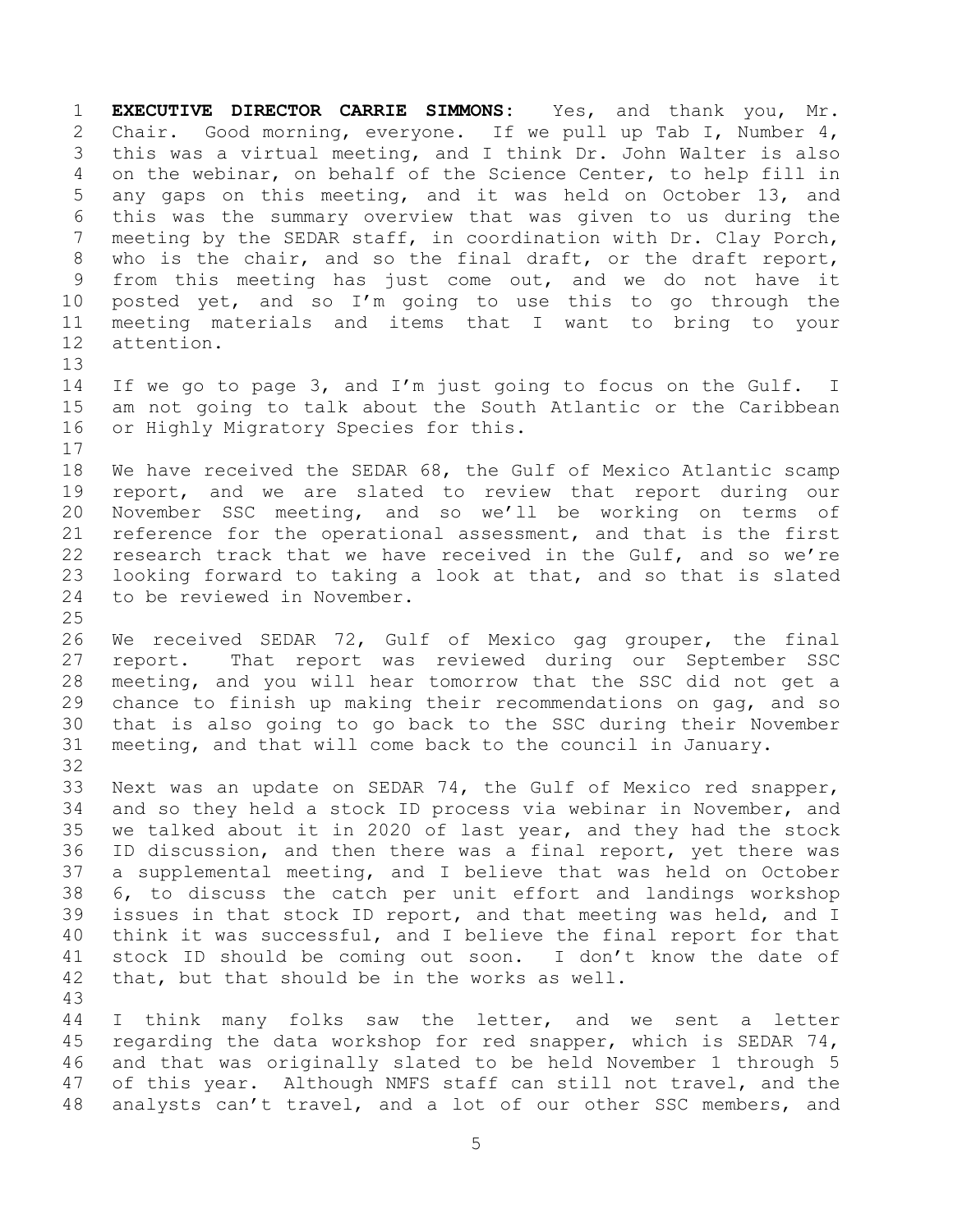**EXECUTIVE DIRECTOR CARRIE SIMMONS:** Yes, and thank you, Mr. Chair. Good morning, everyone. If we pull up Tab I, Number 4, this was a virtual meeting, and I think Dr. John Walter is also on the webinar, on behalf of the Science Center, to help fill in any gaps on this meeting, and it was held on October 13, and this was the summary overview that was given to us during the meeting by the SEDAR staff, in coordination with Dr. Clay Porch, who is the chair, and so the final draft, or the draft report, from this meeting has just come out, and we do not have it posted yet, and so I'm going to use this to go through the meeting materials and items that I want to bring to your attention.

If we go to page 3, and I'm just going to focus on the Gulf. I am not going to talk about the South Atlantic or the Caribbean or Highly Migratory Species for this.

We have received the SEDAR 68, the Gulf of Mexico Atlantic scamp report, and we are slated to review that report during our November SSC meeting, and so we'll be working on terms of reference for the operational assessment, and that is the first research track that we have received in the Gulf, and so we're looking forward to taking a look at that, and so that is slated to be reviewed in November.

We received SEDAR 72, Gulf of Mexico gag grouper, the final report. That report was reviewed during our September SSC meeting, and you will hear tomorrow that the SSC did not get a chance to finish up making their recommendations on gag, and so that is also going to go back to the SSC during their November meeting, and that will come back to the council in January.

Next was an update on SEDAR 74, the Gulf of Mexico red snapper, and so they held a stock ID process via webinar in November, and we talked about it in 2020 of last year, and they had the stock ID discussion, and then there was a final report, yet there was a supplemental meeting, and I believe that was held on October 6, to discuss the catch per unit effort and landings workshop issues in that stock ID report, and that meeting was held, and I think it was successful, and I believe the final report for that stock ID should be coming out soon. I don't know the date of that, but that should be in the works as well.

I think many folks saw the letter, and we sent a letter regarding the data workshop for red snapper, which is SEDAR 74, and that was originally slated to be held November 1 through 5 of this year. Although NMFS staff can still not travel, and the analysts can't travel, and a lot of our other SSC members, and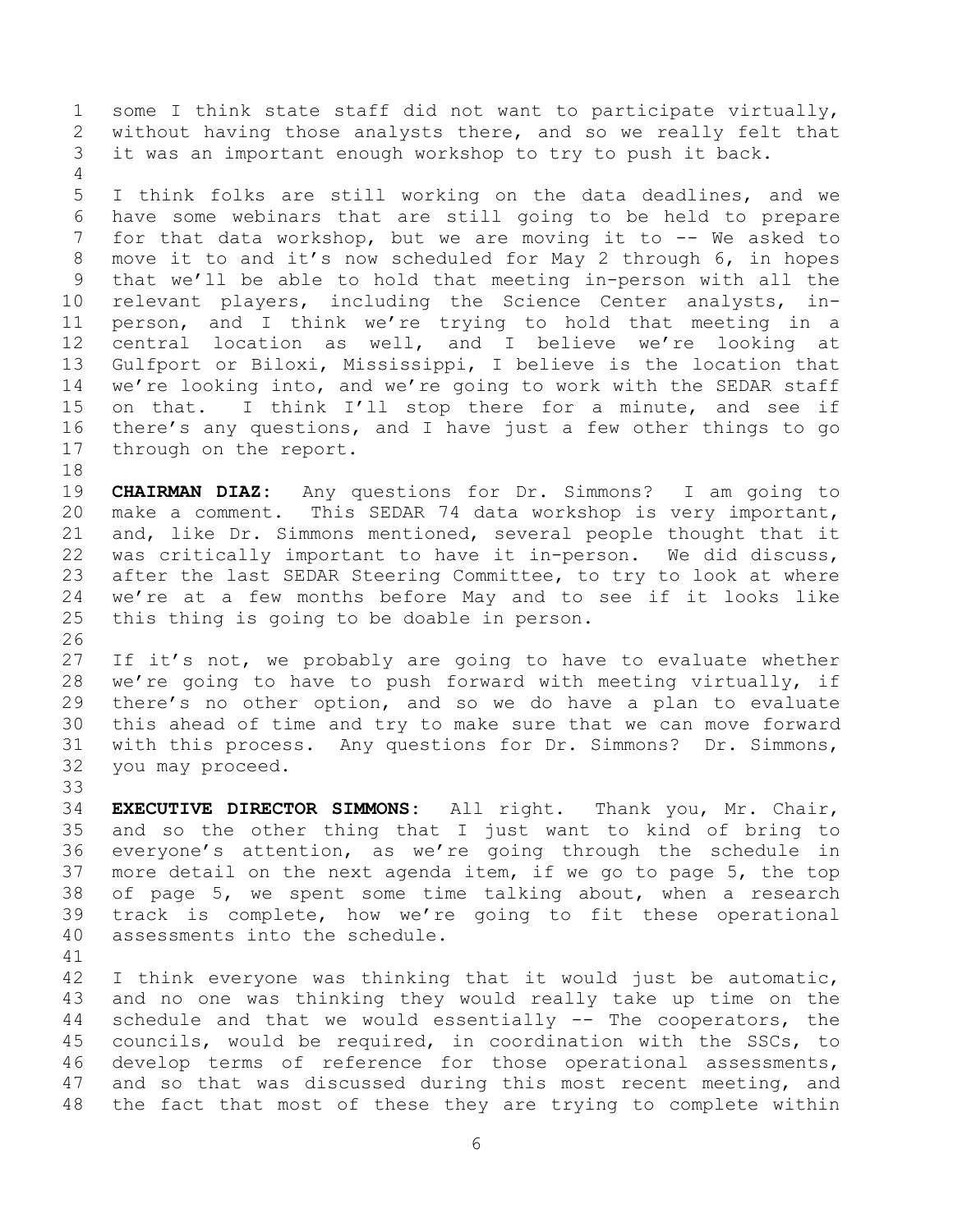some I think state staff did not want to participate virtually, without having those analysts there, and so we really felt that it was an important enough workshop to try to push it back.

I think folks are still working on the data deadlines, and we have some webinars that are still going to be held to prepare for that data workshop, but we are moving it to -- We asked to move it to and it's now scheduled for May 2 through 6, in hopes that we'll be able to hold that meeting in-person with all the relevant players, including the Science Center analysts, in-person, and I think we're trying to hold that meeting in a central location as well, and I believe we're looking at Gulfport or Biloxi, Mississippi, I believe is the location that we're looking into, and we're going to work with the SEDAR staff on that. I think I'll stop there for a minute, and see if there's any questions, and I have just a few other things to go through on the report.

**CHAIRMAN DIAZ:** Any questions for Dr. Simmons? I am going to make a comment. This SEDAR 74 data workshop is very important, and, like Dr. Simmons mentioned, several people thought that it was critically important to have it in-person. We did discuss, after the last SEDAR Steering Committee, to try to look at where we're at a few months before May and to see if it looks like this thing is going to be doable in person.

If it's not, we probably are going to have to evaluate whether we're going to have to push forward with meeting virtually, if there's no other option, and so we do have a plan to evaluate this ahead of time and try to make sure that we can move forward with this process. Any questions for Dr. Simmons? Dr. Simmons, you may proceed.

**EXECUTIVE DIRECTOR SIMMONS:** All right. Thank you, Mr. Chair, and so the other thing that I just want to kind of bring to everyone's attention, as we're going through the schedule in more detail on the next agenda item, if we go to page 5, the top of page 5, we spent some time talking about, when a research track is complete, how we're going to fit these operational assessments into the schedule.

I think everyone was thinking that it would just be automatic, and no one was thinking they would really take up time on the schedule and that we would essentially -- The cooperators, the councils, would be required, in coordination with the SSCs, to develop terms of reference for those operational assessments, and so that was discussed during this most recent meeting, and the fact that most of these they are trying to complete within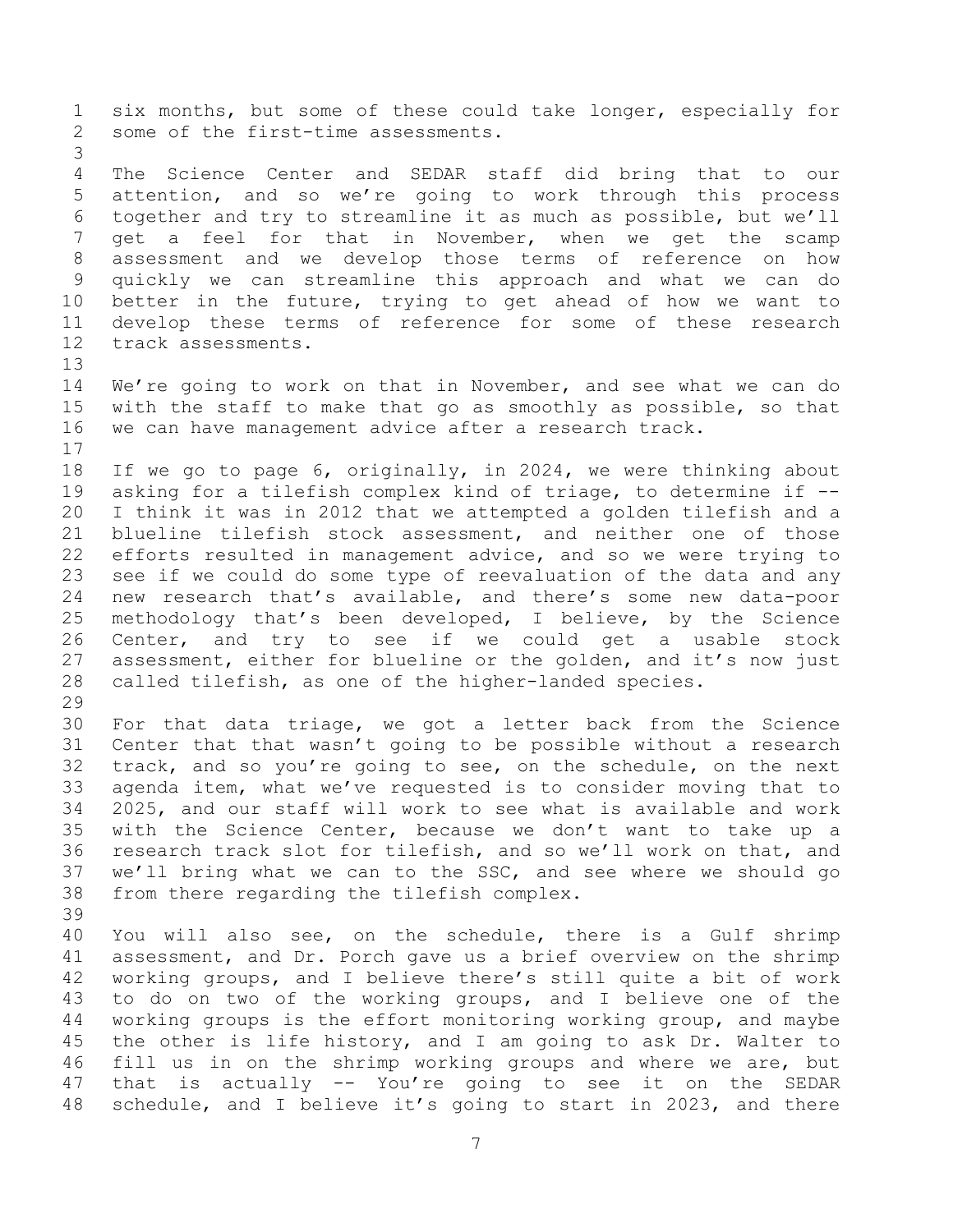six months, but some of these could take longer, especially for some of the first-time assessments.

The Science Center and SEDAR staff did bring that to our attention, and so we're going to work through this process together and try to streamline it as much as possible, but we'll get a feel for that in November, when we get the scamp assessment and we develop those terms of reference on how quickly we can streamline this approach and what we can do better in the future, trying to get ahead of how we want to develop these terms of reference for some of these research track assessments.

We're going to work on that in November, and see what we can do with the staff to make that go as smoothly as possible, so that we can have management advice after a research track.

If we go to page 6, originally, in 2024, we were thinking about asking for a tilefish complex kind of triage, to determine if -- I think it was in 2012 that we attempted a golden tilefish and a blueline tilefish stock assessment, and neither one of those efforts resulted in management advice, and so we were trying to see if we could do some type of reevaluation of the data and any new research that's available, and there's some new data-poor methodology that's been developed, I believe, by the Science Center, and try to see if we could get a usable stock assessment, either for blueline or the golden, and it's now just called tilefish, as one of the higher-landed species.

For that data triage, we got a letter back from the Science Center that that wasn't going to be possible without a research track, and so you're going to see, on the schedule, on the next agenda item, what we've requested is to consider moving that to 2025, and our staff will work to see what is available and work with the Science Center, because we don't want to take up a research track slot for tilefish, and so we'll work on that, and we'll bring what we can to the SSC, and see where we should go from there regarding the tilefish complex.

You will also see, on the schedule, there is a Gulf shrimp assessment, and Dr. Porch gave us a brief overview on the shrimp working groups, and I believe there's still quite a bit of work to do on two of the working groups, and I believe one of the working groups is the effort monitoring working group, and maybe the other is life history, and I am going to ask Dr. Walter to fill us in on the shrimp working groups and where we are, but that is actually -- You're going to see it on the SEDAR schedule, and I believe it's going to start in 2023, and there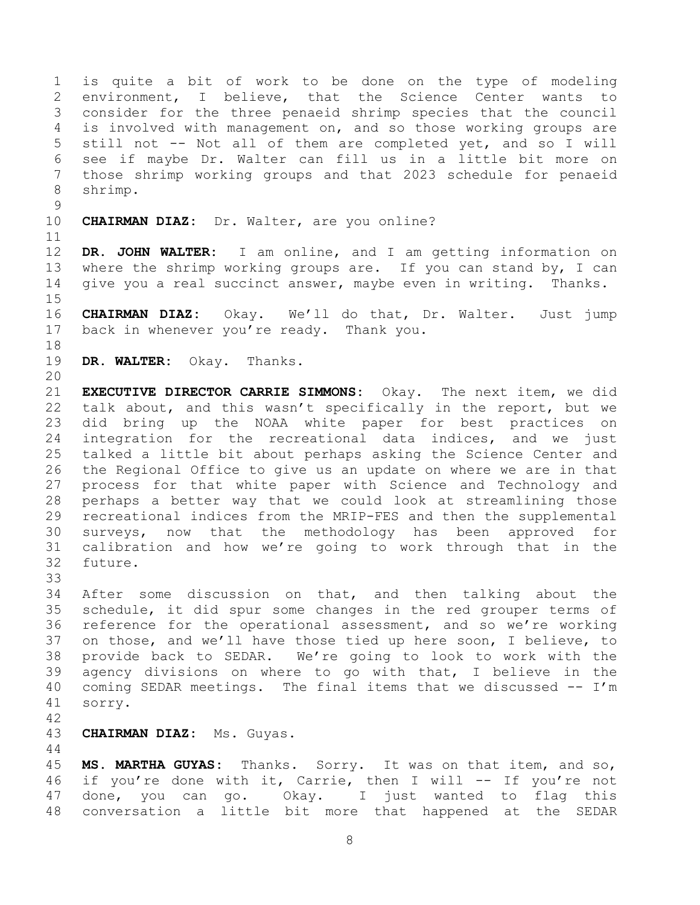is quite a bit of work to be done on the type of modeling environment, I believe, that the Science Center wants to consider for the three penaeid shrimp species that the council is involved with management on, and so those working groups are still not -- Not all of them are completed yet, and so I will see if maybe Dr. Walter can fill us in a little bit more on those shrimp working groups and that 2023 schedule for penaeid shrimp.

**CHAIRMAN DIAZ:** Dr. Walter, are you online?

**DR. JOHN WALTER:** I am online, and I am getting information on where the shrimp working groups are. If you can stand by, I can give you a real succinct answer, maybe even in writing. Thanks.

**CHAIRMAN DIAZ:** Okay. We'll do that, Dr. Walter. Just jump back in whenever you're ready. Thank you.

**DR. WALTER:** Okay. Thanks.

**EXECUTIVE DIRECTOR CARRIE SIMMONS:** Okay. The next item, we did talk about, and this wasn't specifically in the report, but we did bring up the NOAA white paper for best practices on integration for the recreational data indices, and we just talked a little bit about perhaps asking the Science Center and the Regional Office to give us an update on where we are in that process for that white paper with Science and Technology and perhaps a better way that we could look at streamlining those recreational indices from the MRIP-FES and then the supplemental surveys, now that the methodology has been approved for calibration and how we're going to work through that in the future.

After some discussion on that, and then talking about the schedule, it did spur some changes in the red grouper terms of reference for the operational assessment, and so we're working on those, and we'll have those tied up here soon, I believe, to provide back to SEDAR. We're going to look to work with the agency divisions on where to go with that, I believe in the coming SEDAR meetings. The final items that we discussed -- I'm sorry.

**CHAIRMAN DIAZ:** Ms. Guyas.

**MS. MARTHA GUYAS:** Thanks. Sorry. It was on that item, and so, if you're done with it, Carrie, then I will -- If you're not done, you can go. Okay. I just wanted to flag this conversation a little bit more that happened at the SEDAR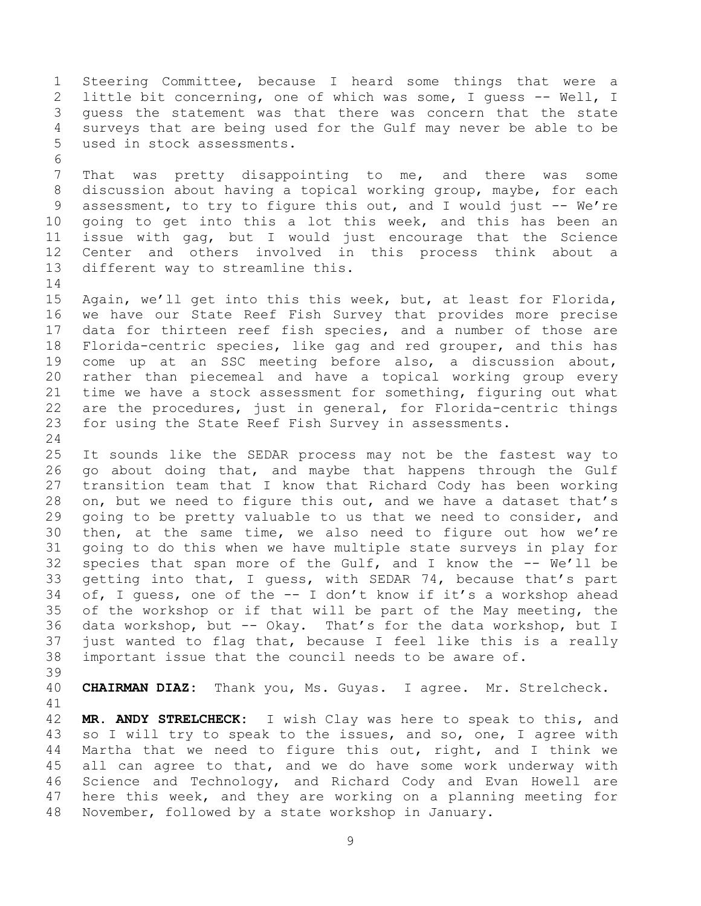Steering Committee, because I heard some things that were a little bit concerning, one of which was some, I guess -- Well, I guess the statement was that there was concern that the state surveys that are being used for the Gulf may never be able to be used in stock assessments.

That was pretty disappointing to me, and there was some discussion about having a topical working group, maybe, for each assessment, to try to figure this out, and I would just -- We're going to get into this a lot this week, and this has been an issue with gag, but I would just encourage that the Science Center and others involved in this process think about a different way to streamline this.

Again, we'll get into this this week, but, at least for Florida, we have our State Reef Fish Survey that provides more precise data for thirteen reef fish species, and a number of those are Florida-centric species, like gag and red grouper, and this has come up at an SSC meeting before also, a discussion about, rather than piecemeal and have a topical working group every time we have a stock assessment for something, figuring out what are the procedures, just in general, for Florida-centric things for using the State Reef Fish Survey in assessments.

It sounds like the SEDAR process may not be the fastest way to go about doing that, and maybe that happens through the Gulf transition team that I know that Richard Cody has been working on, but we need to figure this out, and we have a dataset that's going to be pretty valuable to us that we need to consider, and then, at the same time, we also need to figure out how we're going to do this when we have multiple state surveys in play for species that span more of the Gulf, and I know the -- We'll be getting into that, I guess, with SEDAR 74, because that's part of, I guess, one of the -- I don't know if it's a workshop ahead of the workshop or if that will be part of the May meeting, the data workshop, but -- Okay. That's for the data workshop, but I just wanted to flag that, because I feel like this is a really important issue that the council needs to be aware of.

**CHAIRMAN DIAZ:** Thank you, Ms. Guyas. I agree. Mr. Strelcheck.

**MR. ANDY STRELCHECK:** I wish Clay was here to speak to this, and so I will try to speak to the issues, and so, one, I agree with Martha that we need to figure this out, right, and I think we all can agree to that, and we do have some work underway with Science and Technology, and Richard Cody and Evan Howell are here this week, and they are working on a planning meeting for November, followed by a state workshop in January.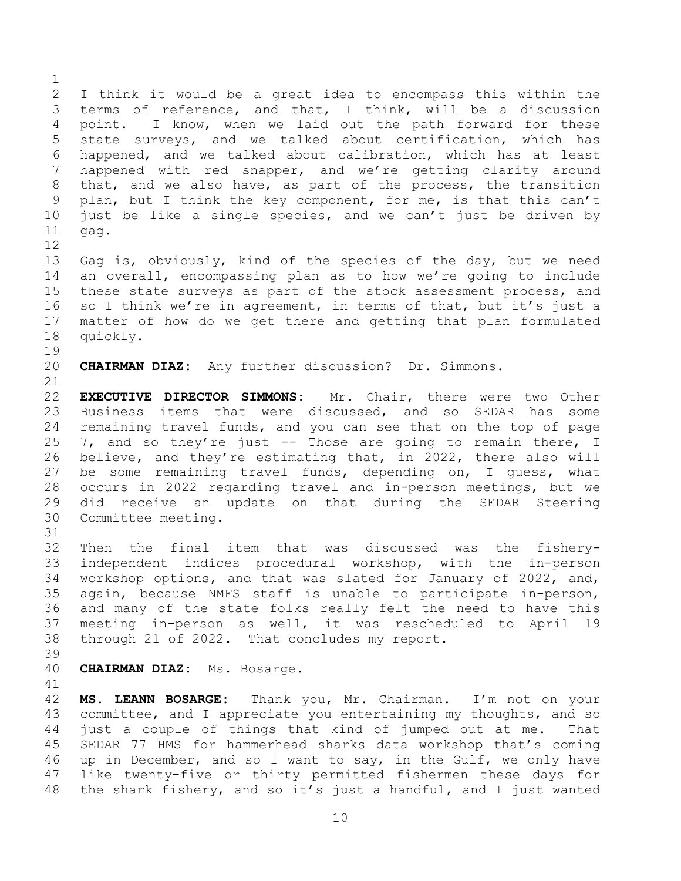I think it would be a great idea to encompass this within the terms of reference, and that, I think, will be a discussion point. I know, when we laid out the path forward for these state surveys, and we talked about certification, which has happened, and we talked about calibration, which has at least happened with red snapper, and we're getting clarity around that, and we also have, as part of the process, the transition plan, but I think the key component, for me, is that this can't just be like a single species, and we can't just be driven by gag.

Gag is, obviously, kind of the species of the day, but we need an overall, encompassing plan as to how we're going to include these state surveys as part of the stock assessment process, and so I think we're in agreement, in terms of that, but it's just a matter of how do we get there and getting that plan formulated quickly.

**CHAIRMAN DIAZ:** Any further discussion? Dr. Simmons.

**EXECUTIVE DIRECTOR SIMMONS:** Mr. Chair, there were two Other Business items that were discussed, and so SEDAR has some remaining travel funds, and you can see that on the top of page 7, and so they're just -- Those are going to remain there, I believe, and they're estimating that, in 2022, there also will be some remaining travel funds, depending on, I guess, what occurs in 2022 regarding travel and in-person meetings, but we did receive an update on that during the SEDAR Steering Committee meeting.

Then the final item that was discussed was the fishery-independent indices procedural workshop, with the in-person workshop options, and that was slated for January of 2022, and, again, because NMFS staff is unable to participate in-person, and many of the state folks really felt the need to have this meeting in-person as well, it was rescheduled to April 19 through 21 of 2022. That concludes my report.

**CHAIRMAN DIAZ:** Ms. Bosarge.

**MS. LEANN BOSARGE:** Thank you, Mr. Chairman. I'm not on your committee, and I appreciate you entertaining my thoughts, and so just a couple of things that kind of jumped out at me. That SEDAR 77 HMS for hammerhead sharks data workshop that's coming up in December, and so I want to say, in the Gulf, we only have like twenty-five or thirty permitted fishermen these days for the shark fishery, and so it's just a handful, and I just wanted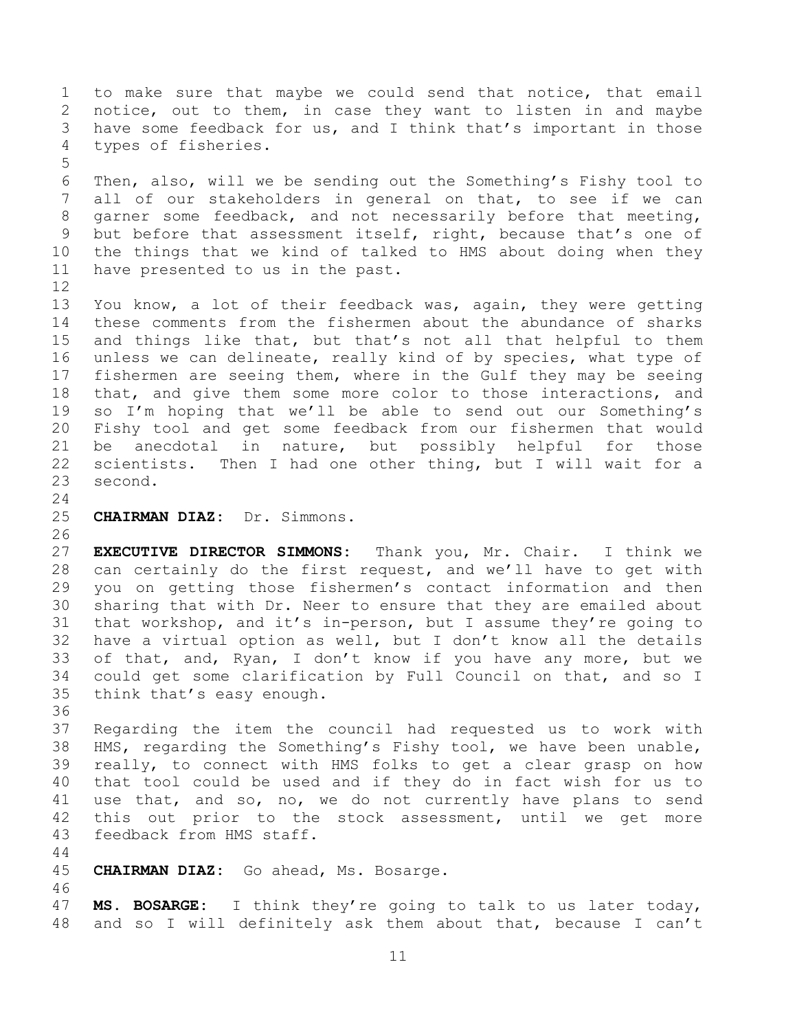to make sure that maybe we could send that notice, that email notice, out to them, in case they want to listen in and maybe have some feedback for us, and I think that's important in those types of fisheries.

Then, also, will we be sending out the Something's Fishy tool to all of our stakeholders in general on that, to see if we can garner some feedback, and not necessarily before that meeting, but before that assessment itself, right, because that's one of the things that we kind of talked to HMS about doing when they have presented to us in the past.

You know, a lot of their feedback was, again, they were getting these comments from the fishermen about the abundance of sharks and things like that, but that's not all that helpful to them unless we can delineate, really kind of by species, what type of fishermen are seeing them, where in the Gulf they may be seeing that, and give them some more color to those interactions, and so I'm hoping that we'll be able to send out our Something's Fishy tool and get some feedback from our fishermen that would be anecdotal in nature, but possibly helpful for those scientists. Then I had one other thing, but I will wait for a second.

**CHAIRMAN DIAZ:** Dr. Simmons.

**EXECUTIVE DIRECTOR SIMMONS:** Thank you, Mr. Chair. I think we can certainly do the first request, and we'll have to get with you on getting those fishermen's contact information and then sharing that with Dr. Neer to ensure that they are emailed about that workshop, and it's in-person, but I assume they're going to have a virtual option as well, but I don't know all the details of that, and, Ryan, I don't know if you have any more, but we could get some clarification by Full Council on that, and so I think that's easy enough.

Regarding the item the council had requested us to work with HMS, regarding the Something's Fishy tool, we have been unable, really, to connect with HMS folks to get a clear grasp on how that tool could be used and if they do in fact wish for us to use that, and so, no, we do not currently have plans to send this out prior to the stock assessment, until we get more feedback from HMS staff.

**CHAIRMAN DIAZ:** Go ahead, Ms. Bosarge.

**MS. BOSARGE:** I think they're going to talk to us later today, and so I will definitely ask them about that, because I can't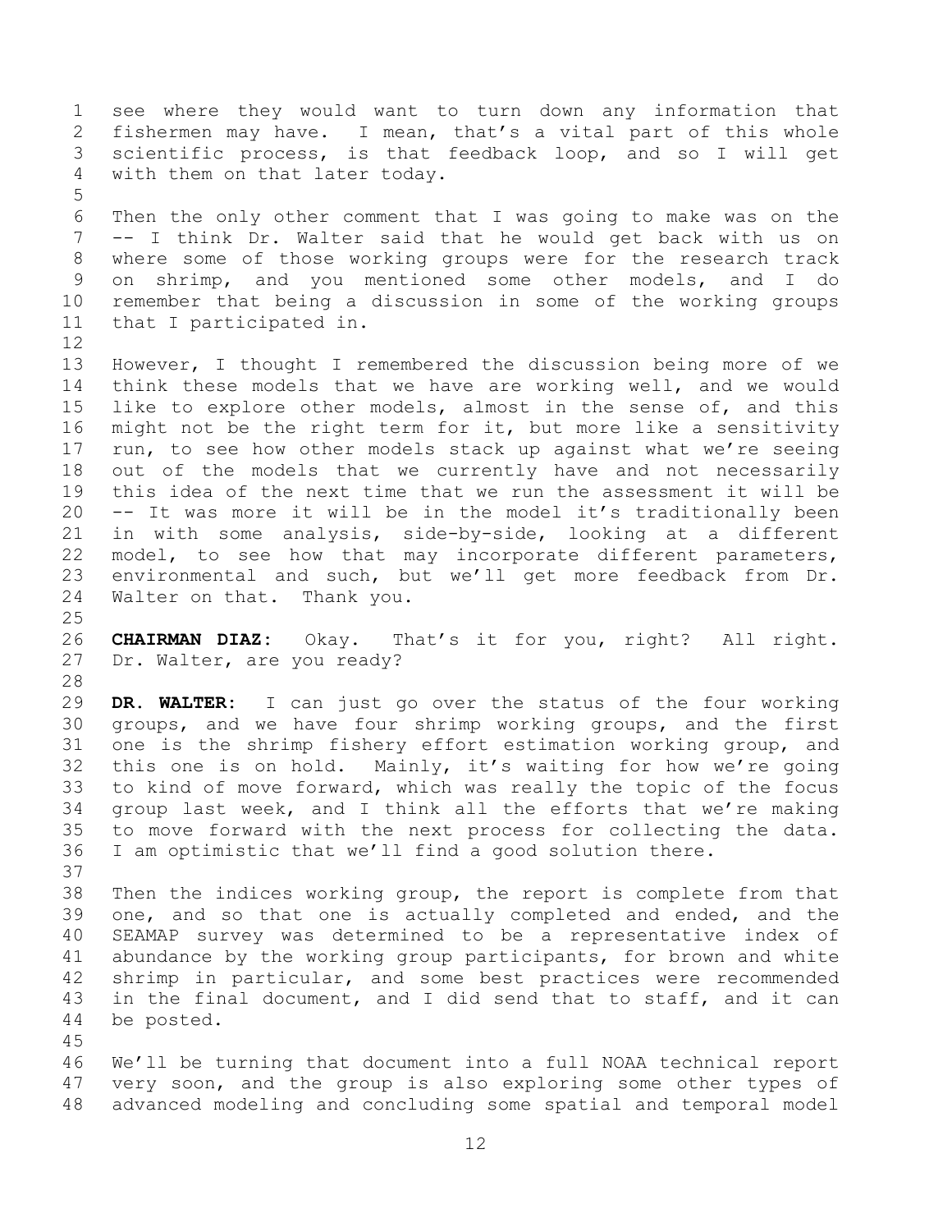see where they would want to turn down any information that fishermen may have. I mean, that's a vital part of this whole scientific process, is that feedback loop, and so I will get with them on that later today.

Then the only other comment that I was going to make was on the -- I think Dr. Walter said that he would get back with us on where some of those working groups were for the research track on shrimp, and you mentioned some other models, and I do remember that being a discussion in some of the working groups that I participated in.

However, I thought I remembered the discussion being more of we think these models that we have are working well, and we would like to explore other models, almost in the sense of, and this might not be the right term for it, but more like a sensitivity run, to see how other models stack up against what we're seeing out of the models that we currently have and not necessarily this idea of the next time that we run the assessment it will be -- It was more it will be in the model it's traditionally been in with some analysis, side-by-side, looking at a different model, to see how that may incorporate different parameters, environmental and such, but we'll get more feedback from Dr. Walter on that. Thank you.

**CHAIRMAN DIAZ:** Okay. That's it for you, right? All right. Dr. Walter, are you ready?

**DR. WALTER:** I can just go over the status of the four working groups, and we have four shrimp working groups, and the first one is the shrimp fishery effort estimation working group, and this one is on hold. Mainly, it's waiting for how we're going to kind of move forward, which was really the topic of the focus group last week, and I think all the efforts that we're making to move forward with the next process for collecting the data. I am optimistic that we'll find a good solution there.

Then the indices working group, the report is complete from that one, and so that one is actually completed and ended, and the SEAMAP survey was determined to be a representative index of abundance by the working group participants, for brown and white shrimp in particular, and some best practices were recommended in the final document, and I did send that to staff, and it can be posted.

We'll be turning that document into a full NOAA technical report very soon, and the group is also exploring some other types of advanced modeling and concluding some spatial and temporal model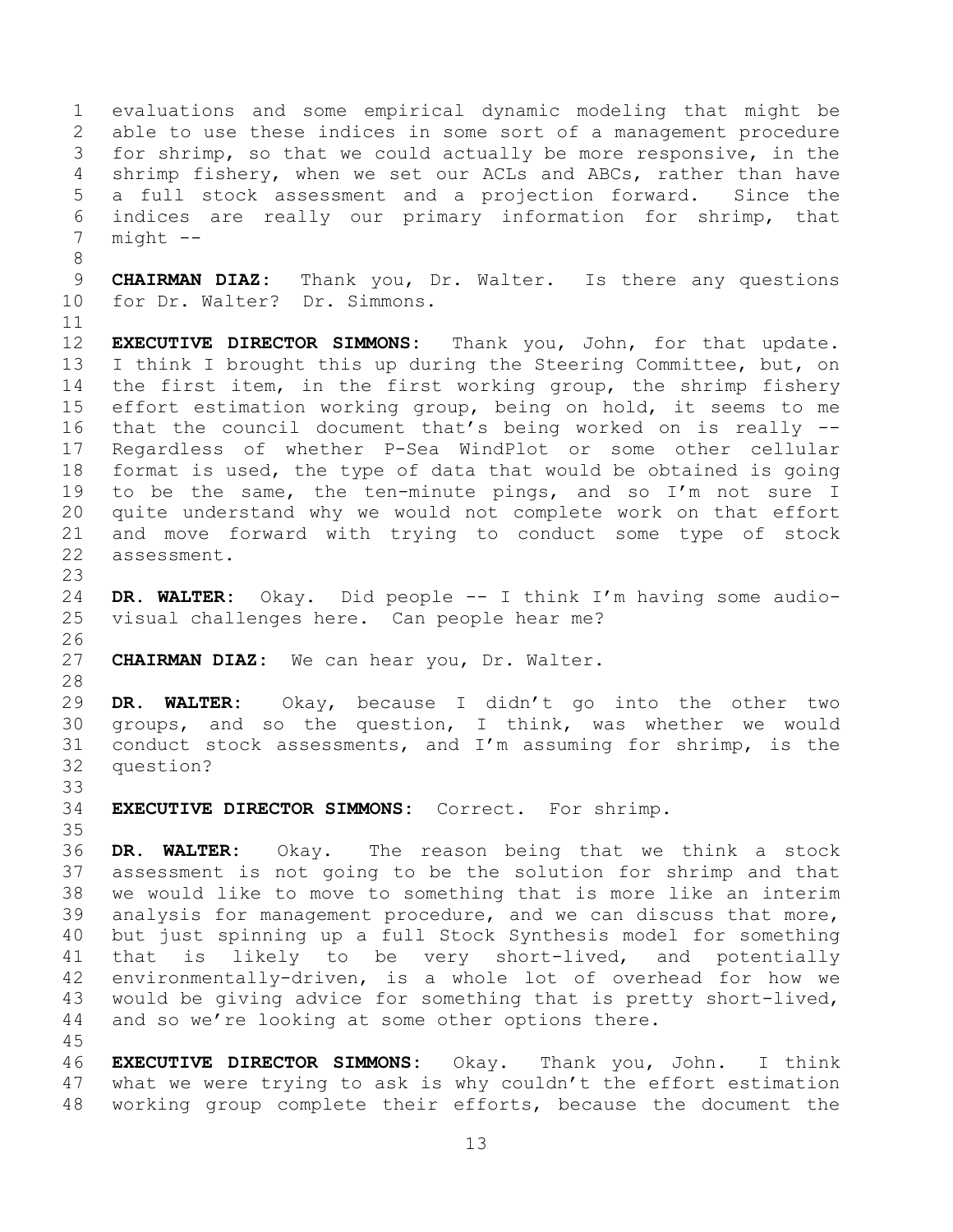evaluations and some empirical dynamic modeling that might be able to use these indices in some sort of a management procedure for shrimp, so that we could actually be more responsive, in the shrimp fishery, when we set our ACLs and ABCs, rather than have a full stock assessment and a projection forward. Since the indices are really our primary information for shrimp, that might --

**CHAIRMAN DIAZ:** Thank you, Dr. Walter. Is there any questions for Dr. Walter? Dr. Simmons.

**EXECUTIVE DIRECTOR SIMMONS:** Thank you, John, for that update. I think I brought this up during the Steering Committee, but, on the first item, in the first working group, the shrimp fishery effort estimation working group, being on hold, it seems to me that the council document that's being worked on is really -- Regardless of whether P-Sea WindPlot or some other cellular format is used, the type of data that would be obtained is going to be the same, the ten-minute pings, and so I'm not sure I quite understand why we would not complete work on that effort and move forward with trying to conduct some type of stock assessment.

**DR. WALTER:** Okay. Did people -- I think I'm having some audio-visual challenges here. Can people hear me?

**CHAIRMAN DIAZ:** We can hear you, Dr. Walter.

**DR. WALTER:** Okay, because I didn't go into the other two groups, and so the question, I think, was whether we would conduct stock assessments, and I'm assuming for shrimp, is the question?

**EXECUTIVE DIRECTOR SIMMONS:** Correct. For shrimp.

**DR. WALTER:** Okay. The reason being that we think a stock assessment is not going to be the solution for shrimp and that we would like to move to something that is more like an interim analysis for management procedure, and we can discuss that more, but just spinning up a full Stock Synthesis model for something that is likely to be very short-lived, and potentially environmentally-driven, is a whole lot of overhead for how we would be giving advice for something that is pretty short-lived, and so we're looking at some other options there.

**EXECUTIVE DIRECTOR SIMMONS:** Okay. Thank you, John. I think what we were trying to ask is why couldn't the effort estimation working group complete their efforts, because the document the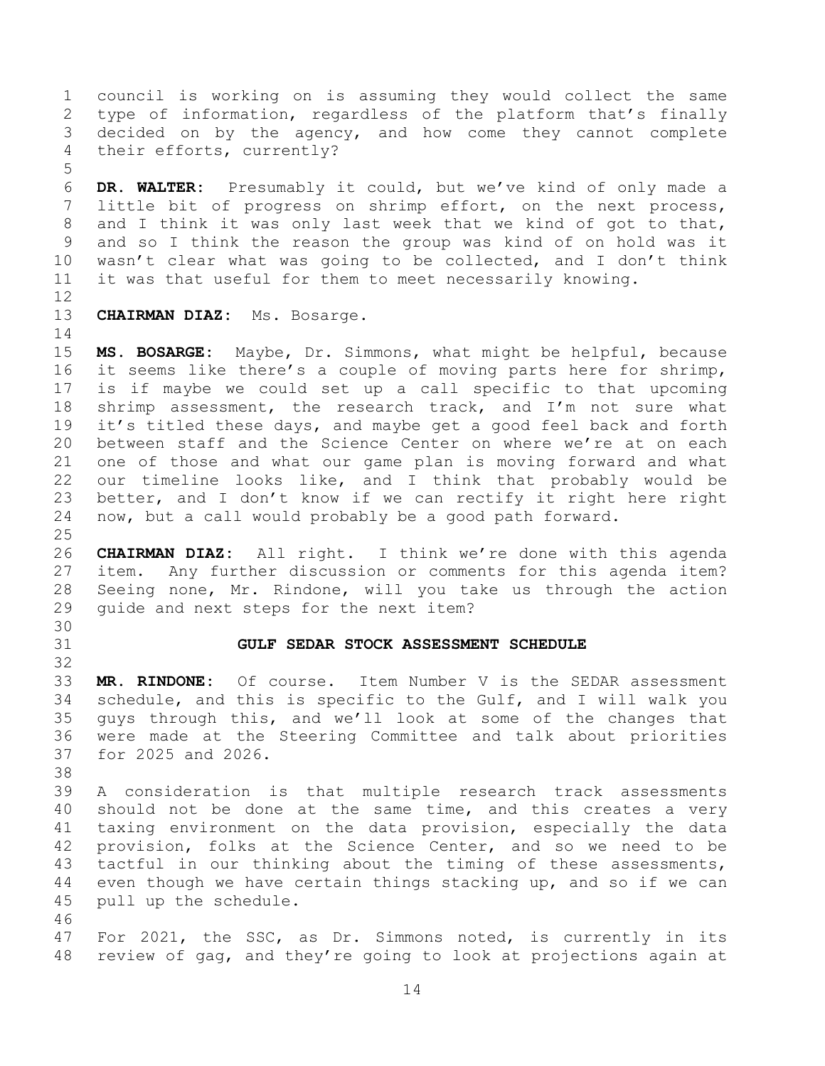council is working on is assuming they would collect the same type of information, regardless of the platform that's finally decided on by the agency, and how come they cannot complete their efforts, currently?

**DR. WALTER:** Presumably it could, but we've kind of only made a little bit of progress on shrimp effort, on the next process, and I think it was only last week that we kind of got to that, and so I think the reason the group was kind of on hold was it wasn't clear what was going to be collected, and I don't think it was that useful for them to meet necessarily knowing.

**CHAIRMAN DIAZ:** Ms. Bosarge.

**MS. BOSARGE:** Maybe, Dr. Simmons, what might be helpful, because it seems like there's a couple of moving parts here for shrimp, is if maybe we could set up a call specific to that upcoming shrimp assessment, the research track, and I'm not sure what it's titled these days, and maybe get a good feel back and forth between staff and the Science Center on where we're at on each one of those and what our game plan is moving forward and what our timeline looks like, and I think that probably would be better, and I don't know if we can rectify it right here right now, but a call would probably be a good path forward.

**CHAIRMAN DIAZ:** All right. I think we're done with this agenda item. Any further discussion or comments for this agenda item? Seeing none, Mr. Rindone, will you take us through the action guide and next steps for the next item?

## GULF SEDAR STOCK ASSESSMENT SCHEDULE

**MR. RINDONE:** Of course. Item Number V is the SEDAR assessment schedule, and this is specific to the Gulf, and I will walk you guys through this, and we'll look at some of the changes that were made at the Steering Committee and talk about priorities for 2025 and 2026.

A consideration is that multiple research track assessments should not be done at the same time, and this creates a very taxing environment on the data provision, especially the data provision, folks at the Science Center, and so we need to be tactful in our thinking about the timing of these assessments, even though we have certain things stacking up, and so if we can pull up the schedule.

For 2021, the SSC, as Dr. Simmons noted, is currently in its review of gag, and they're going to look at projections again at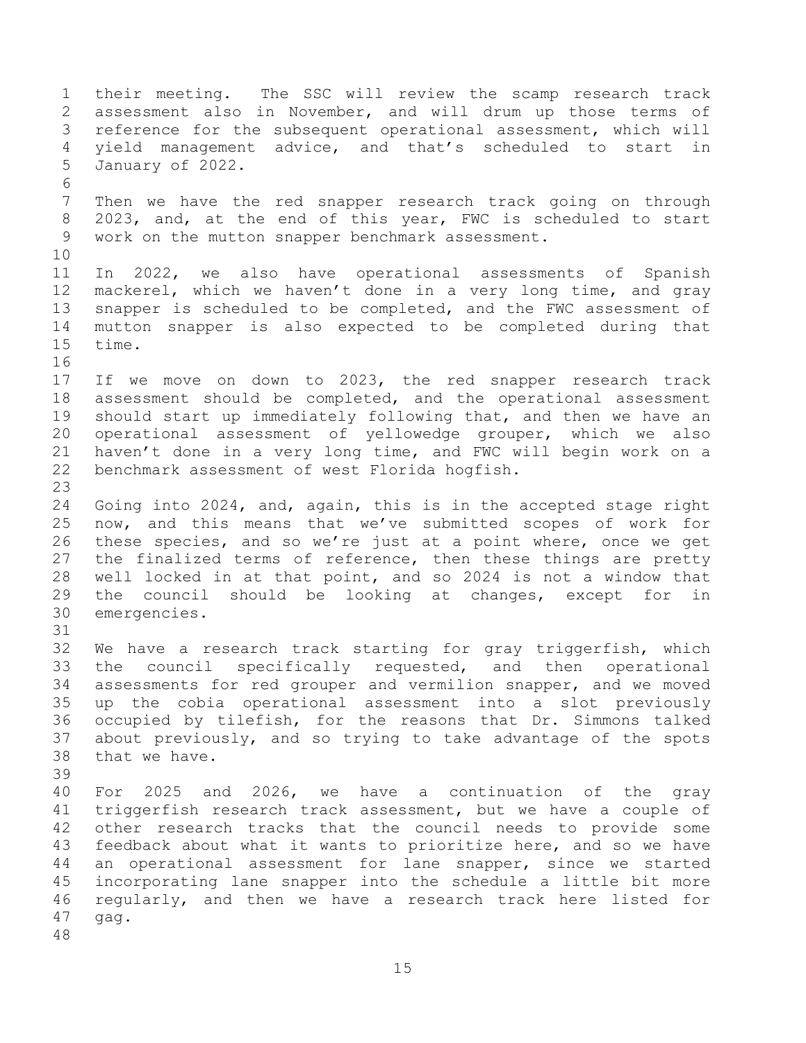their meeting. The SSC will review the scamp research track assessment also in November, and will drum up those terms of reference for the subsequent operational assessment, which will yield management advice, and that's scheduled to start in January of 2022.

Then we have the red snapper research track going on through 2023, and, at the end of this year, FWC is scheduled to start work on the mutton snapper benchmark assessment.

In 2022, we also have operational assessments of Spanish mackerel, which we haven't done in a very long time, and gray snapper is scheduled to be completed, and the FWC assessment of mutton snapper is also expected to be completed during that time.

If we move on down to 2023, the red snapper research track assessment should be completed, and the operational assessment should start up immediately following that, and then we have an operational assessment of yellowedge grouper, which we also haven't done in a very long time, and FWC will begin work on a benchmark assessment of west Florida hogfish.

Going into 2024, and, again, this is in the accepted stage right now, and this means that we've submitted scopes of work for these species, and so we're just at a point where, once we get the finalized terms of reference, then these things are pretty well locked in at that point, and so 2024 is not a window that the council should be looking at changes, except for in emergencies.

We have a research track starting for gray triggerfish, which the council specifically requested, and then operational assessments for red grouper and vermilion snapper, and we moved up the cobia operational assessment into a slot previously occupied by tilefish, for the reasons that Dr. Simmons talked about previously, and so trying to take advantage of the spots that we have.

For 2025 and 2026, we have a continuation of the gray triggerfish research track assessment, but we have a couple of other research tracks that the council needs to provide some feedback about what it wants to prioritize here, and so we have an operational assessment for lane snapper, since we started incorporating lane snapper into the schedule a little bit more regularly, and then we have a research track here listed for gag.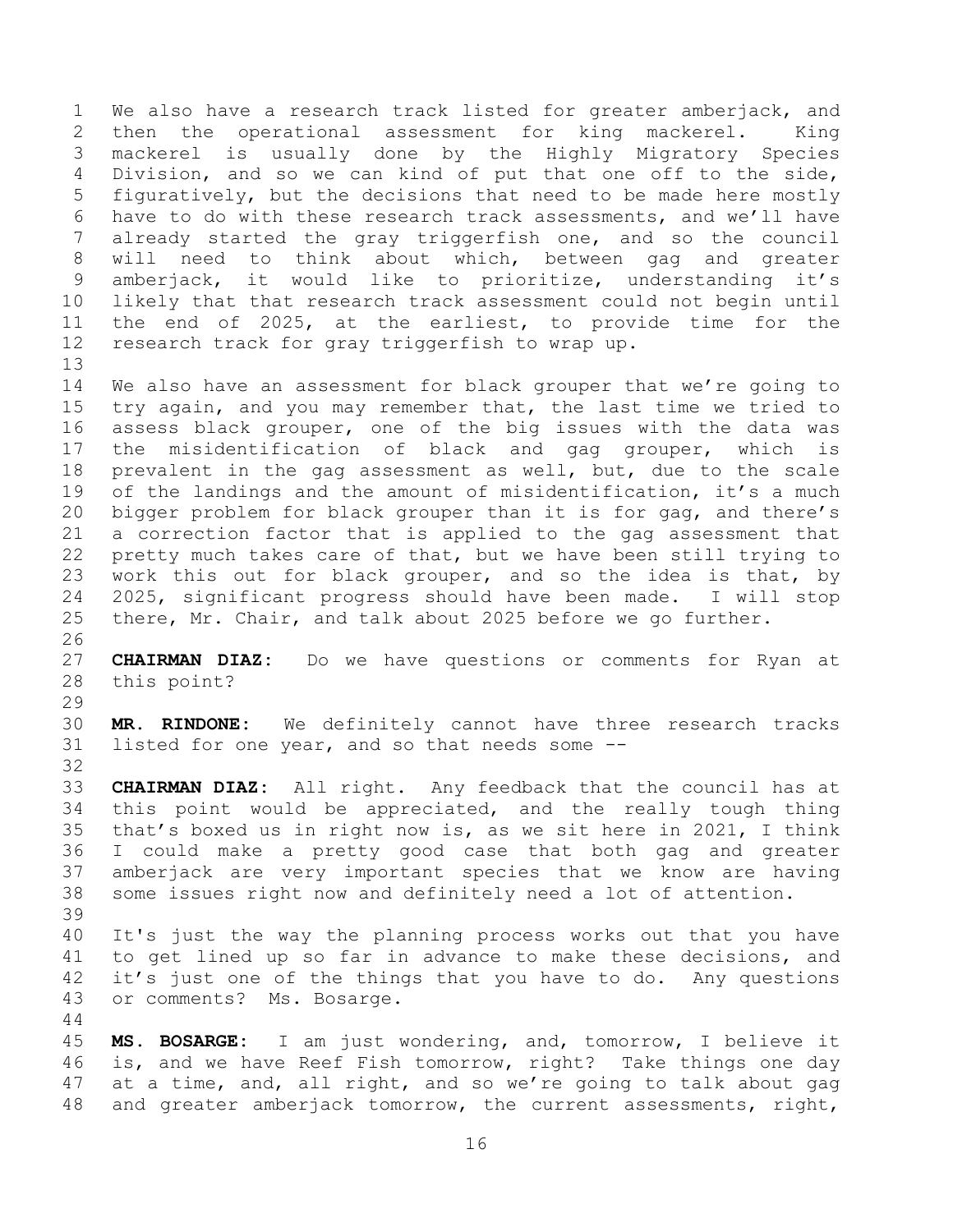We also have a research track listed for greater amberjack, and then the operational assessment for king mackerel. King mackerel is usually done by the Highly Migratory Species Division, and so we can kind of put that one off to the side, figuratively, but the decisions that need to be made here mostly have to do with these research track assessments, and we'll have already started the gray triggerfish one, and so the council will need to think about which, between gag and greater amberjack, it would like to prioritize, understanding it's likely that that research track assessment could not begin until the end of 2025, at the earliest, to provide time for the research track for gray triggerfish to wrap up.

We also have an assessment for black grouper that we're going to try again, and you may remember that, the last time we tried to assess black grouper, one of the big issues with the data was the misidentification of black and gag grouper, which is prevalent in the gag assessment as well, but, due to the scale of the landings and the amount of misidentification, it's a much bigger problem for black grouper than it is for gag, and there's a correction factor that is applied to the gag assessment that pretty much takes care of that, but we have been still trying to work this out for black grouper, and so the idea is that, by 2025, significant progress should have been made. I will stop there, Mr. Chair, and talk about 2025 before we go further.

**CHAIRMAN DIAZ:** Do we have questions or comments for Ryan at this point?

**MR. RINDONE:** We definitely cannot have three research tracks listed for one year, and so that needs some --

**CHAIRMAN DIAZ:** All right. Any feedback that the council has at this point would be appreciated, and the really tough thing that's boxed us in right now is, as we sit here in 2021, I think I could make a pretty good case that both gag and greater amberjack are very important species that we know are having some issues right now and definitely need a lot of attention.

It's just the way the planning process works out that you have to get lined up so far in advance to make these decisions, and it's just one of the things that you have to do. Any questions or comments? Ms. Bosarge.

**MS. BOSARGE:** I am just wondering, and, tomorrow, I believe it is, and we have Reef Fish tomorrow, right? Take things one day at a time, and, all right, and so we're going to talk about gag and greater amberjack tomorrow, the current assessments, right,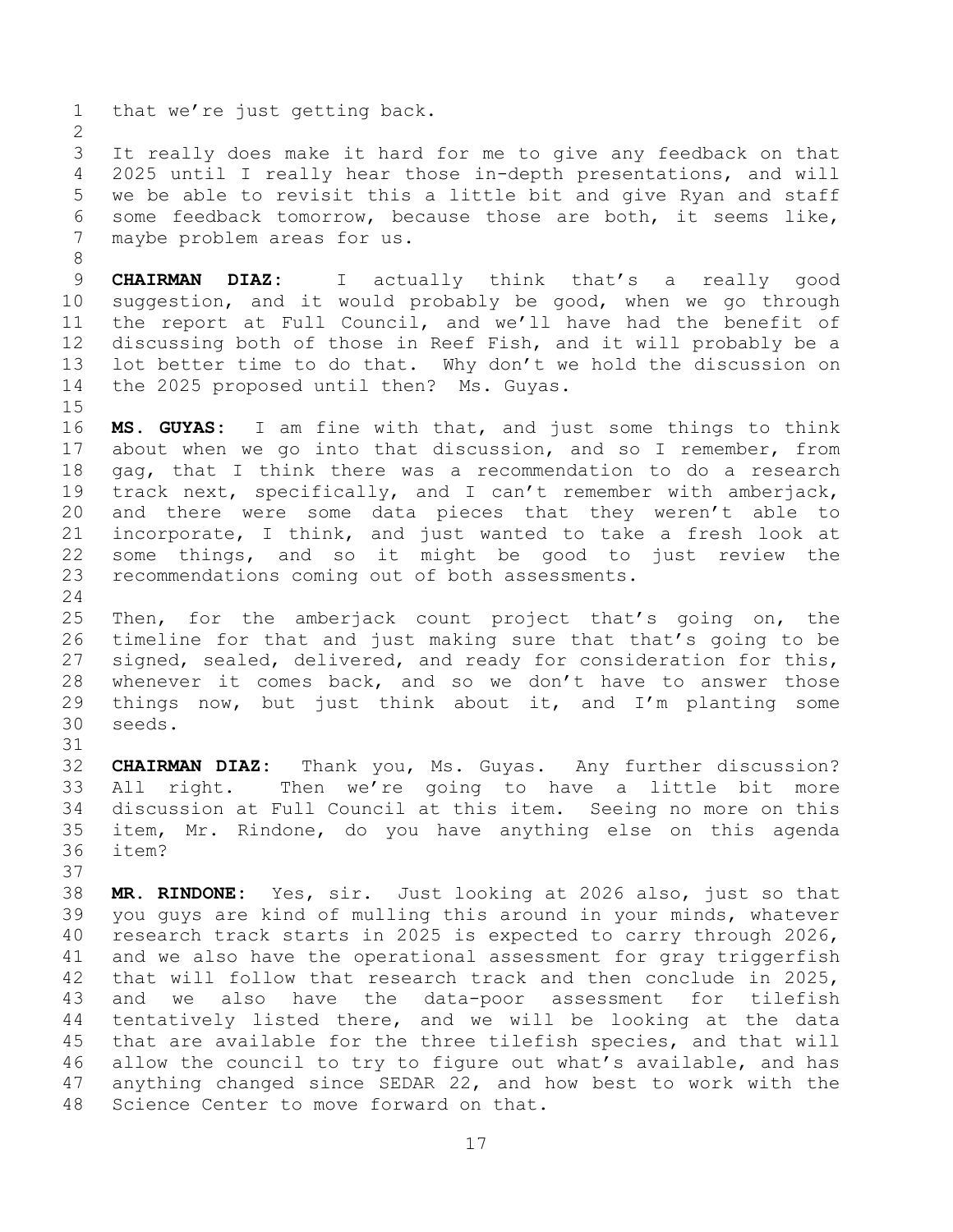that we're just getting back.

It really does make it hard for me to give any feedback on that 2025 until I really hear those in-depth presentations, and will we be able to revisit this a little bit and give Ryan and staff some feedback tomorrow, because those are both, it seems like, maybe problem areas for us.

**CHAIRMAN DIAZ:** I actually think that's a really good suggestion, and it would probably be good, when we go through the report at Full Council, and we'll have had the benefit of discussing both of those in Reef Fish, and it will probably be a lot better time to do that. Why don't we hold the discussion on the 2025 proposed until then? Ms. Guyas.

**MS. GUYAS:** I am fine with that, and just some things to think about when we go into that discussion, and so I remember, from gag, that I think there was a recommendation to do a research track next, specifically, and I can't remember with amberjack, and there were some data pieces that they weren't able to incorporate, I think, and just wanted to take a fresh look at some things, and so it might be good to just review the recommendations coming out of both assessments.

Then, for the amberjack count project that's going on, the timeline for that and just making sure that that's going to be signed, sealed, delivered, and ready for consideration for this, whenever it comes back, and so we don't have to answer those things now, but just think about it, and I'm planting some seeds.

**CHAIRMAN DIAZ:** Thank you, Ms. Guyas. Any further discussion? All right. Then we're going to have a little bit more discussion at Full Council at this item. Seeing no more on this item, Mr. Rindone, do you have anything else on this agenda item?

**MR. RINDONE:** Yes, sir. Just looking at 2026 also, just so that you guys are kind of mulling this around in your minds, whatever research track starts in 2025 is expected to carry through 2026, and we also have the operational assessment for gray triggerfish that will follow that research track and then conclude in 2025, and we also have the data-poor assessment for tilefish tentatively listed there, and we will be looking at the data that are available for the three tilefish species, and that will allow the council to try to figure out what's available, and has anything changed since SEDAR 22, and how best to work with the Science Center to move forward on that.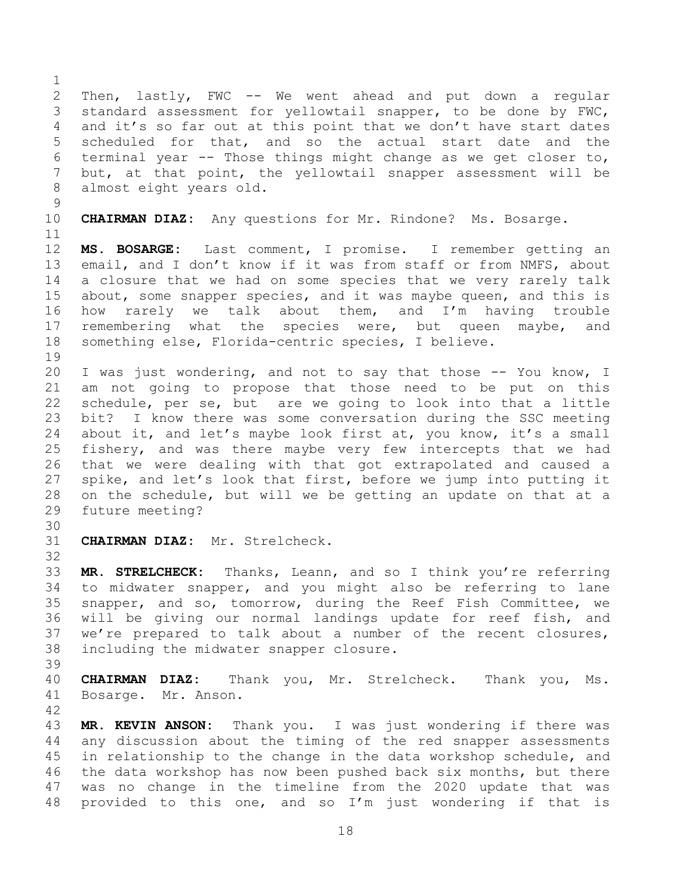Then, lastly, FWC -- We went ahead and put down a regular standard assessment for yellowtail snapper, to be done by FWC, and it's so far out at this point that we don't have start dates scheduled for that, and so the actual start date and the terminal year -- Those things might change as we get closer to, but, at that point, the yellowtail snapper assessment will be almost eight years old.

**CHAIRMAN DIAZ:** Any questions for Mr. Rindone? Ms. Bosarge.

**MS. BOSARGE:** Last comment, I promise. I remember getting an email, and I don't know if it was from staff or from NMFS, about a closure that we had on some species that we very rarely talk about, some snapper species, and it was maybe queen, and this is how rarely we talk about them, and I'm having trouble remembering what the species were, but queen maybe, and something else, Florida-centric species, I believe.

I was just wondering, and not to say that those -- You know, I am not going to propose that those need to be put on this schedule, per se, but are we going to look into that a little bit? I know there was some conversation during the SSC meeting about it, and let's maybe look first at, you know, it's a small fishery, and was there maybe very few intercepts that we had that we were dealing with that got extrapolated and caused a spike, and let's look that first, before we jump into putting it on the schedule, but will we be getting an update on that at a future meeting?

**CHAIRMAN DIAZ:** Mr. Strelcheck.

**MR. STRELCHECK:** Thanks, Leann, and so I think you're referring to midwater snapper, and you might also be referring to lane snapper, and so, tomorrow, during the Reef Fish Committee, we will be giving our normal landings update for reef fish, and we're prepared to talk about a number of the recent closures, including the midwater snapper closure.

**CHAIRMAN DIAZ:** Thank you, Mr. Strelcheck. Thank you, Ms. Bosarge. Mr. Anson.

**MR. KEVIN ANSON:** Thank you. I was just wondering if there was any discussion about the timing of the red snapper assessments in relationship to the change in the data workshop schedule, and the data workshop has now been pushed back six months, but there was no change in the timeline from the 2020 update that was provided to this one, and so I'm just wondering if that is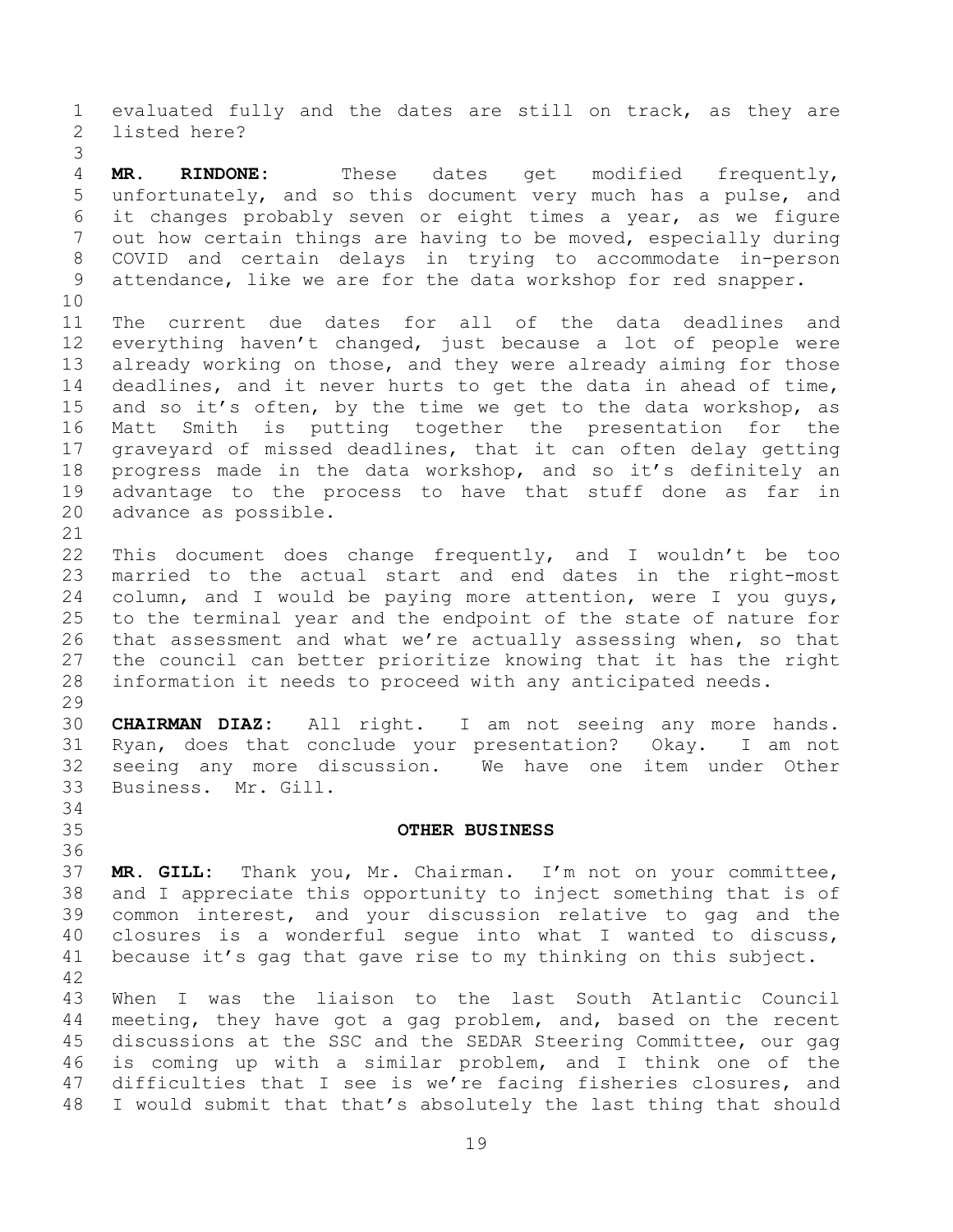evaluated fully and the dates are still on track, as they are listed here?

**MR. RINDONE:** These dates get modified frequently, unfortunately, and so this document very much has a pulse, and it changes probably seven or eight times a year, as we figure out how certain things are having to be moved, especially during COVID and certain delays in trying to accommodate in-person attendance, like we are for the data workshop for red snapper.

The current due dates for all of the data deadlines and everything haven't changed, just because a lot of people were already working on those, and they were already aiming for those deadlines, and it never hurts to get the data in ahead of time, and so it's often, by the time we get to the data workshop, as Matt Smith is putting together the presentation for the graveyard of missed deadlines, that it can often delay getting progress made in the data workshop, and so it's definitely an advantage to the process to have that stuff done as far in advance as possible.

This document does change frequently, and I wouldn't be too married to the actual start and end dates in the right-most column, and I would be paying more attention, were I you guys, to the terminal year and the endpoint of the state of nature for that assessment and what we're actually assessing when, so that the council can better prioritize knowing that it has the right information it needs to proceed with any anticipated needs.

**CHAIRMAN DIAZ:** All right. I am not seeing any more hands. Ryan, does that conclude your presentation? Okay. I am not seeing any more discussion. We have one item under Other Business. Mr. Gill.

## OTHER BUSINESS

**MR. GILL:** Thank you, Mr. Chairman. I'm not on your committee, and I appreciate this opportunity to inject something that is of common interest, and your discussion relative to gag and the closures is a wonderful segue into what I wanted to discuss, because it's gag that gave rise to my thinking on this subject.

When I was the liaison to the last South Atlantic Council meeting, they have got a gag problem, and, based on the recent discussions at the SSC and the SEDAR Steering Committee, our gag is coming up with a similar problem, and I think one of the difficulties that I see is we're facing fisheries closures, and I would submit that that's absolutely the last thing that should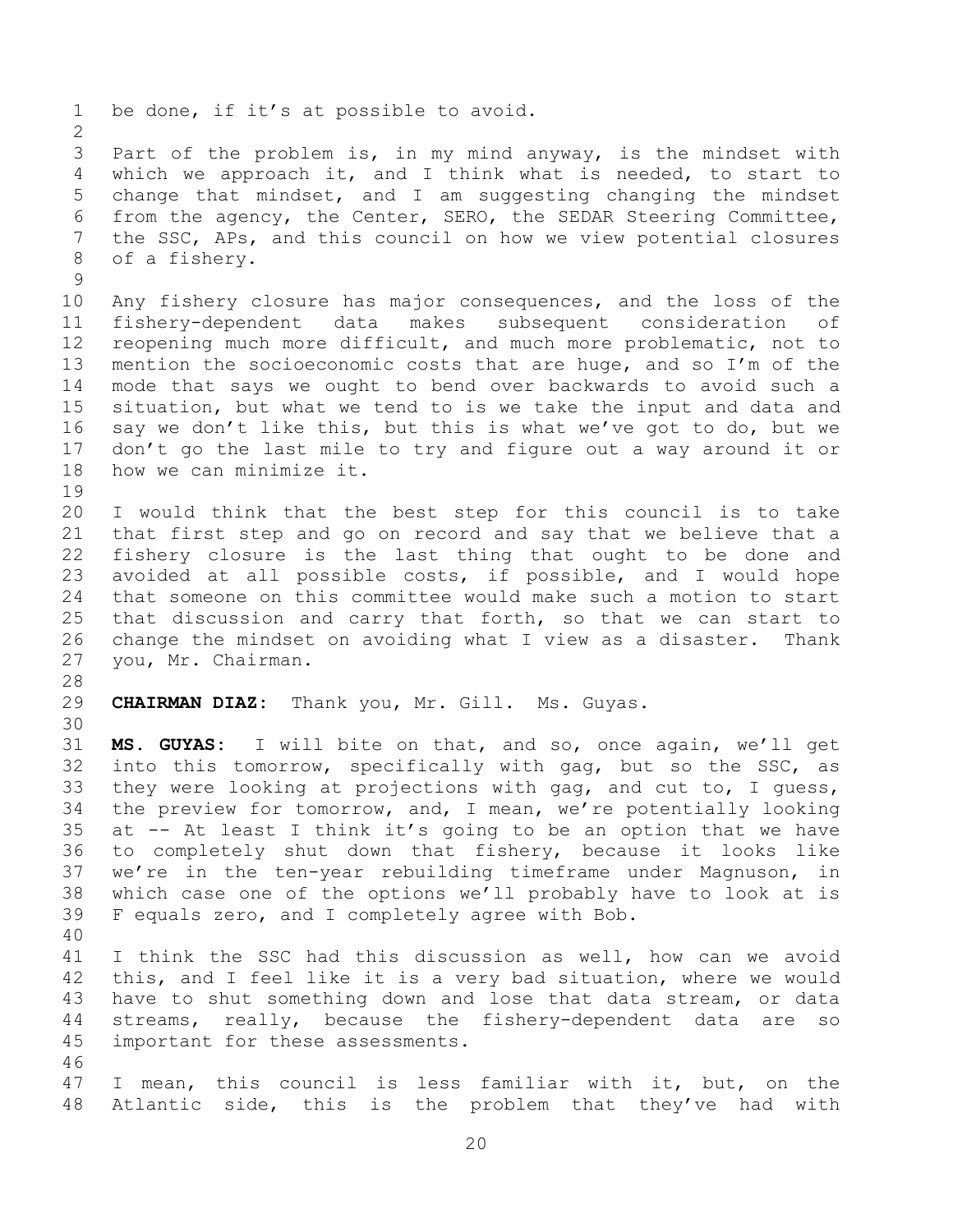be done, if it's at possible to avoid.

Part of the problem is, in my mind anyway, is the mindset with which we approach it, and I think what is needed, to start to change that mindset, and I am suggesting changing the mindset from the agency, the Center, SERO, the SEDAR Steering Committee, the SSC, APs, and this council on how we view potential closures of a fishery.

Any fishery closure has major consequences, and the loss of the fishery-dependent data makes subsequent consideration of reopening much more difficult, and much more problematic, not to mention the socioeconomic costs that are huge, and so I'm of the mode that says we ought to bend over backwards to avoid such a situation, but what we tend to is we take the input and data and say we don't like this, but this is what we've got to do, but we don't go the last mile to try and figure out a way around it or how we can minimize it.

I would think that the best step for this council is to take that first step and go on record and say that we believe that a fishery closure is the last thing that ought to be done and avoided at all possible costs, if possible, and I would hope that someone on this committee would make such a motion to start that discussion and carry that forth, so that we can start to change the mindset on avoiding what I view as a disaster. Thank you, Mr. Chairman.

**CHAIRMAN DIAZ:** Thank you, Mr. Gill. Ms. Guyas.

**MS. GUYAS:** I will bite on that, and so, once again, we'll get into this tomorrow, specifically with gag, but so the SSC, as they were looking at projections with gag, and cut to, I guess, the preview for tomorrow, and, I mean, we're potentially looking at -- At least I think it's going to be an option that we have to completely shut down that fishery, because it looks like we're in the ten-year rebuilding timeframe under Magnuson, in which case one of the options we'll probably have to look at is F equals zero, and I completely agree with Bob.

I think the SSC had this discussion as well, how can we avoid this, and I feel like it is a very bad situation, where we would have to shut something down and lose that data stream, or data streams, really, because the fishery-dependent data are so important for these assessments.

I mean, this council is less familiar with it, but, on the Atlantic side, this is the problem that they've had with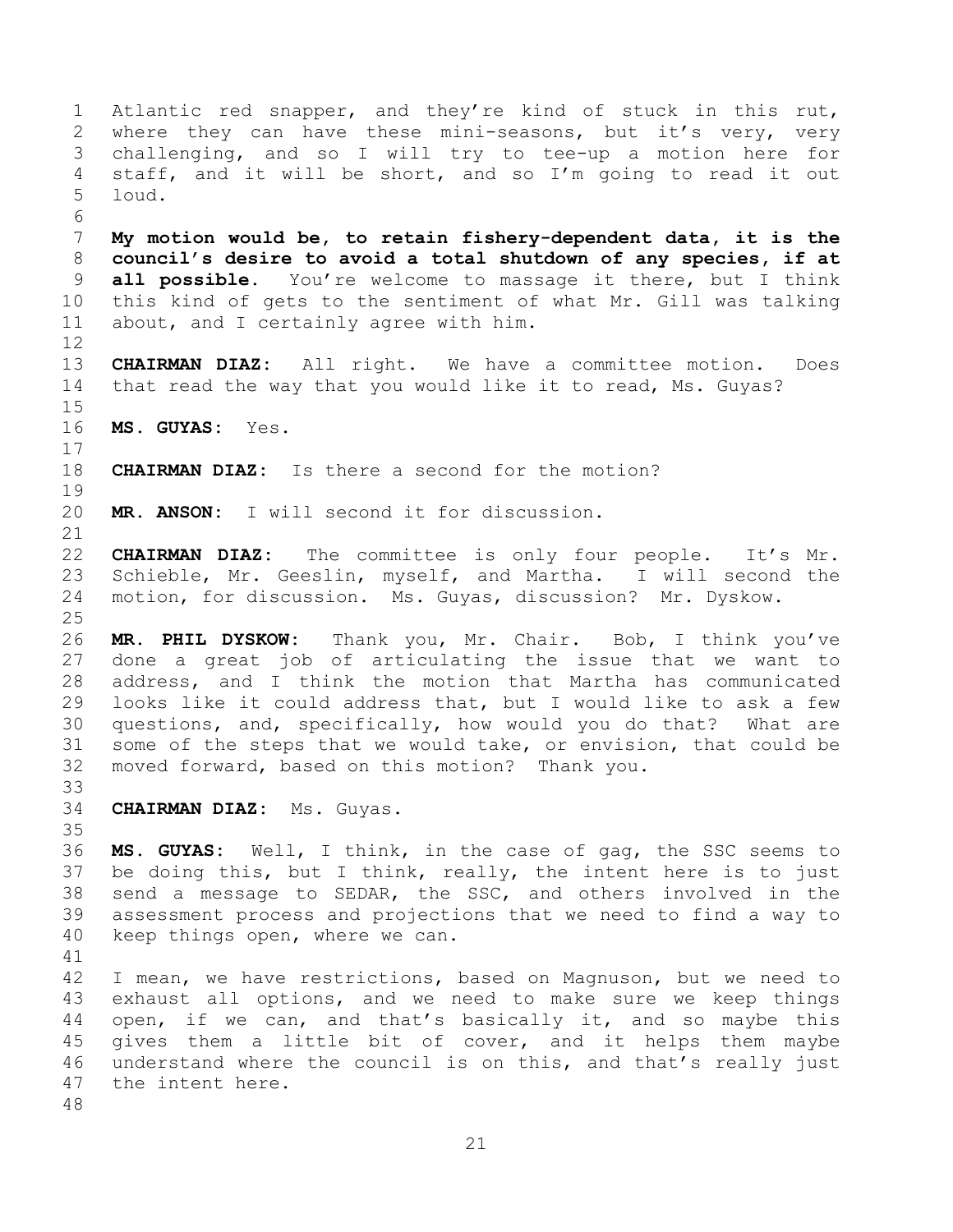Atlantic red snapper, and they're kind of stuck in this rut, where they can have these mini-seasons, but it's very, very challenging, and so I will try to tee-up a motion here for staff, and it will be short, and so I'm going to read it out loud.

**My motion would be, to retain fishery-dependent data, it is the council's desire to avoid a total shutdown of any species, if at all possible.** You're welcome to massage it there, but I think this kind of gets to the sentiment of what Mr. Gill was talking about, and I certainly agree with him.

**CHAIRMAN DIAZ:** All right. We have a committee motion. Does that read the way that you would like it to read, Ms. Guyas?

**MS. GUYAS:** Yes.

**CHAIRMAN DIAZ:** Is there a second for the motion?

**MR. ANSON:** I will second it for discussion.

**CHAIRMAN DIAZ:** The committee is only four people. It's Mr. Schieble, Mr. Geeslin, myself, and Martha. I will second the motion, for discussion. Ms. Guyas, discussion? Mr. Dyskow.

**MR. PHIL DYSKOW:** Thank you, Mr. Chair. Bob, I think you've done a great job of articulating the issue that we want to address, and I think the motion that Martha has communicated looks like it could address that, but I would like to ask a few questions, and, specifically, how would you do that? What are some of the steps that we would take, or envision, that could be moved forward, based on this motion? Thank you.

**CHAIRMAN DIAZ:** Ms. Guyas.

**MS. GUYAS:** Well, I think, in the case of gag, the SSC seems to be doing this, but I think, really, the intent here is to just send a message to SEDAR, the SSC, and others involved in the assessment process and projections that we need to find a way to keep things open, where we can.

I mean, we have restrictions, based on Magnuson, but we need to exhaust all options, and we need to make sure we keep things open, if we can, and that's basically it, and so maybe this gives them a little bit of cover, and it helps them maybe understand where the council is on this, and that's really just the intent here.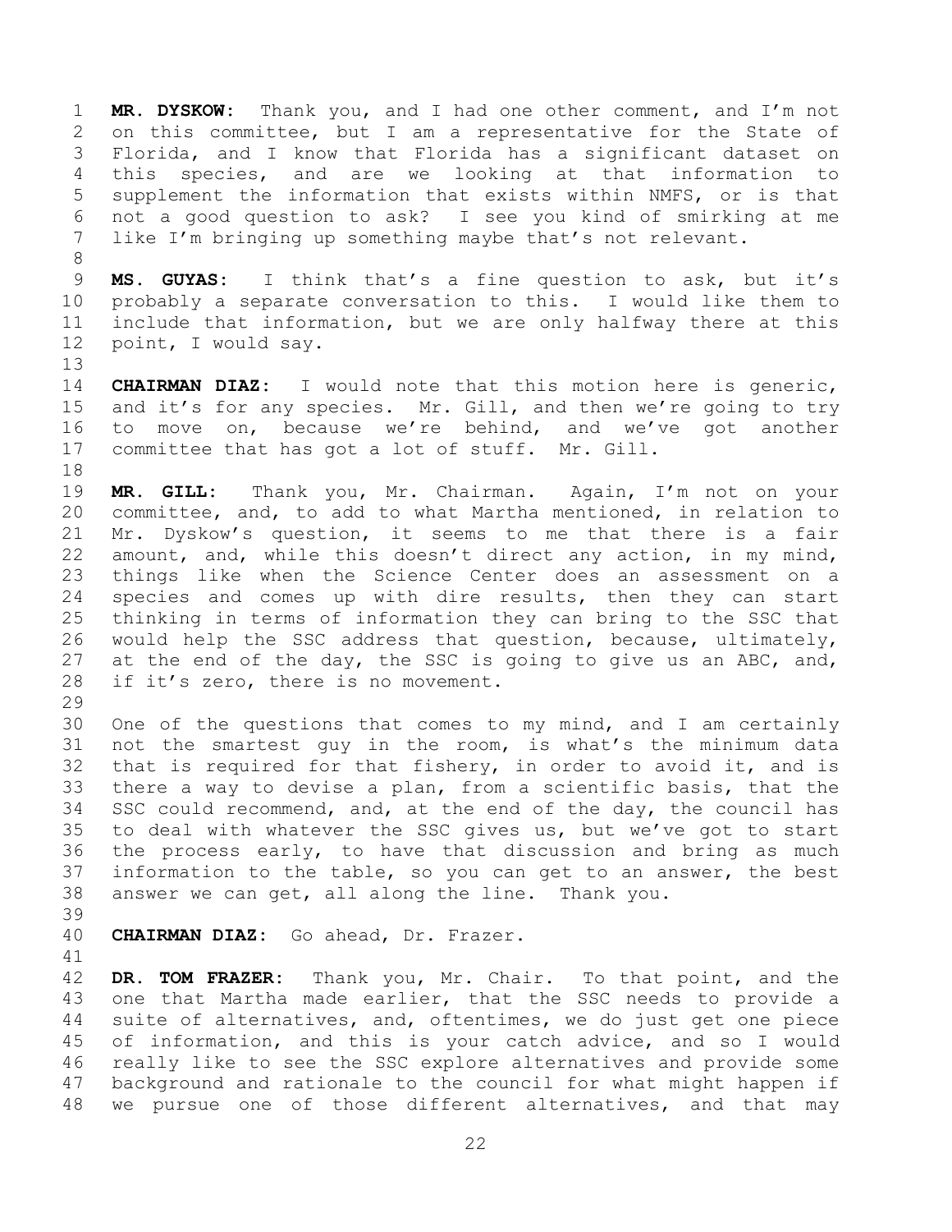**MR. DYSKOW:** Thank you, and I had one other comment, and I'm not on this committee, but I am a representative for the State of Florida, and I know that Florida has a significant dataset on this species, and are we looking at that information to supplement the information that exists within NMFS, or is that not a good question to ask? I see you kind of smirking at me like I'm bringing up something maybe that's not relevant.

**MS. GUYAS:** I think that's a fine question to ask, but it's probably a separate conversation to this. I would like them to include that information, but we are only halfway there at this point, I would say.

**CHAIRMAN DIAZ:** I would note that this motion here is generic, and it's for any species. Mr. Gill, and then we're going to try to move on, because we're behind, and we've got another committee that has got a lot of stuff. Mr. Gill.

**MR. GILL:** Thank you, Mr. Chairman. Again, I'm not on your committee, and, to add to what Martha mentioned, in relation to Mr. Dyskow's question, it seems to me that there is a fair amount, and, while this doesn't direct any action, in my mind, things like when the Science Center does an assessment on a species and comes up with dire results, then they can start thinking in terms of information they can bring to the SSC that would help the SSC address that question, because, ultimately, at the end of the day, the SSC is going to give us an ABC, and, if it's zero, there is no movement.

One of the questions that comes to my mind, and I am certainly not the smartest guy in the room, is what's the minimum data that is required for that fishery, in order to avoid it, and is there a way to devise a plan, from a scientific basis, that the SSC could recommend, and, at the end of the day, the council has to deal with whatever the SSC gives us, but we've got to start the process early, to have that discussion and bring as much information to the table, so you can get to an answer, the best answer we can get, all along the line. Thank you.

**CHAIRMAN DIAZ:** Go ahead, Dr. Frazer.

**DR. TOM FRAZER:** Thank you, Mr. Chair. To that point, and the one that Martha made earlier, that the SSC needs to provide a suite of alternatives, and, oftentimes, we do just get one piece of information, and this is your catch advice, and so I would really like to see the SSC explore alternatives and provide some background and rationale to the council for what might happen if we pursue one of those different alternatives, and that may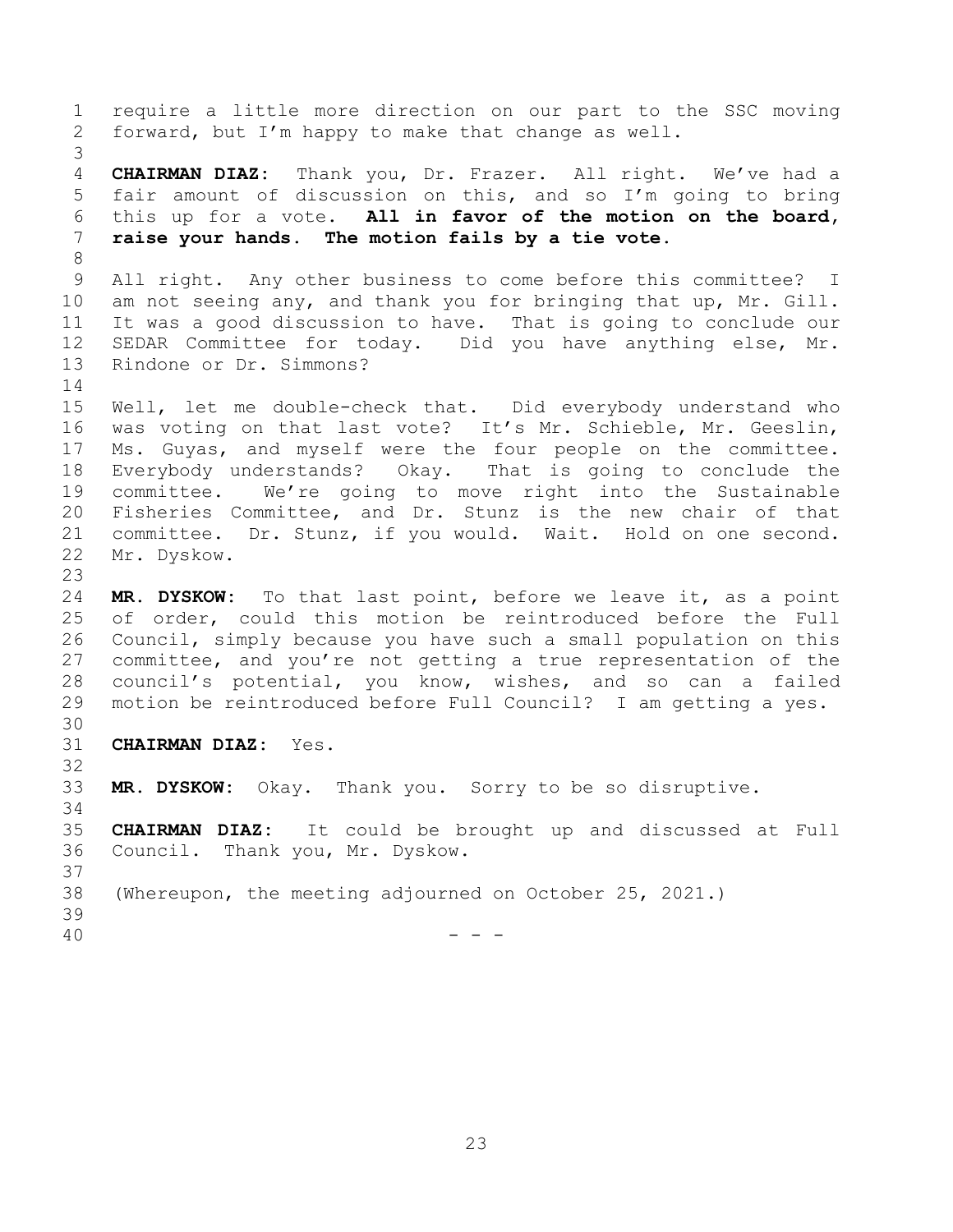require a little more direction on our part to the SSC moving forward, but I'm happy to make that change as well.

**CHAIRMAN DIAZ:** Thank you, Dr. Frazer. All right. We've had a fair amount of discussion on this, and so I'm going to bring this up for a vote. **All in favor of the motion on the board, raise your hands. The motion fails by a tie vote.**

All right. Any other business to come before this committee? I am not seeing any, and thank you for bringing that up, Mr. Gill. It was a good discussion to have. That is going to conclude our SEDAR Committee for today. Did you have anything else, Mr. Rindone or Dr. Simmons?

Well, let me double-check that. Did everybody understand who was voting on that last vote? It's Mr. Schieble, Mr. Geeslin, Ms. Guyas, and myself were the four people on the committee. Everybody understands? Okay. That is going to conclude the committee. We're going to move right into the Sustainable Fisheries Committee, and Dr. Stunz is the new chair of that committee. Dr. Stunz, if you would. Wait. Hold on one second. Mr. Dyskow.

**MR. DYSKOW:** To that last point, before we leave it, as a point of order, could this motion be reintroduced before the Full Council, simply because you have such a small population on this committee, and you're not getting a true representation of the council's potential, you know, wishes, and so can a failed motion be reintroduced before Full Council? I am getting a yes.

**CHAIRMAN DIAZ:** Yes.

**MR. DYSKOW:** Okay. Thank you. Sorry to be so disruptive.

**CHAIRMAN DIAZ:** It could be brought up and discussed at Full Council. Thank you, Mr. Dyskow.

(Whereupon, the meeting adjourned on October 25, 2021.)

\- - -